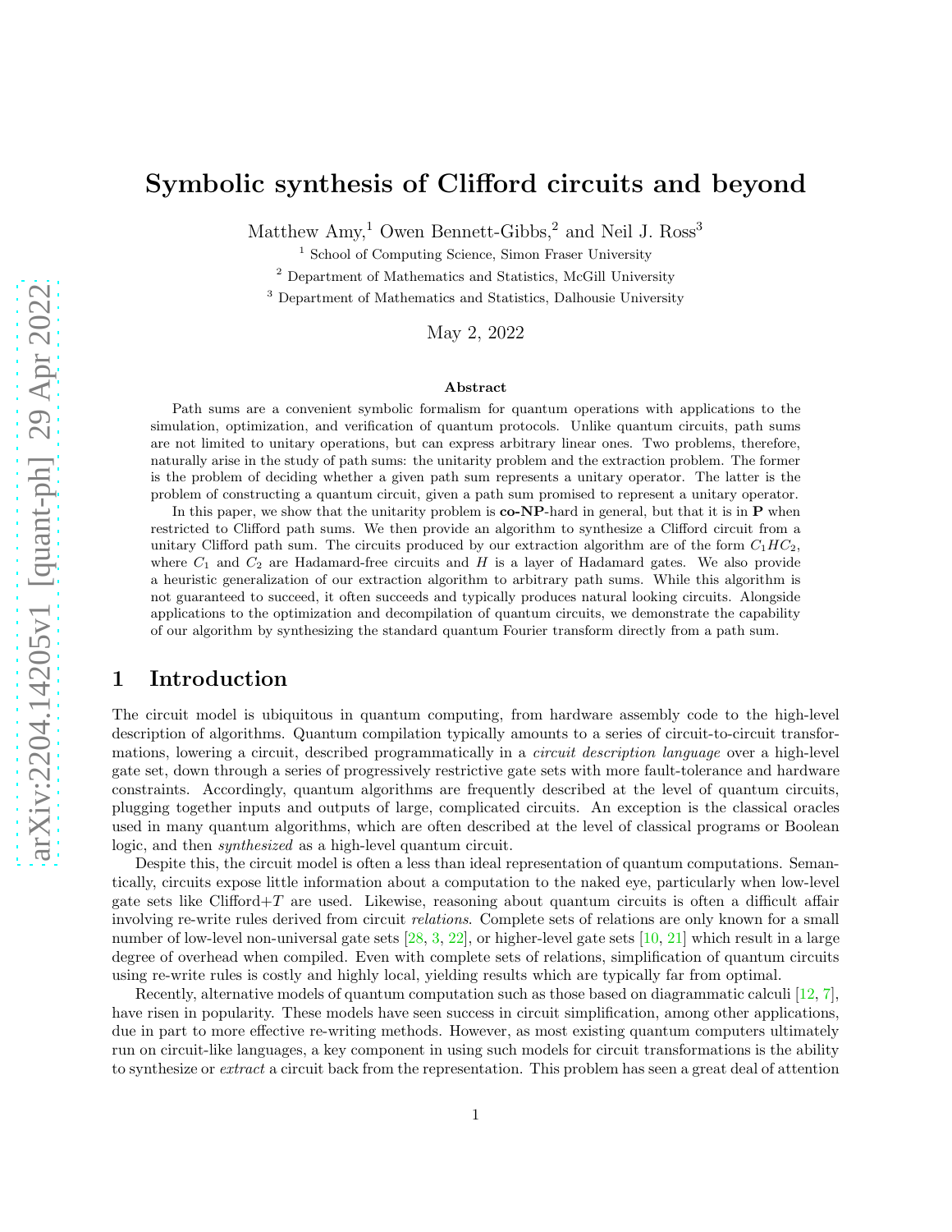# Symbolic synthesis of Clifford circuits and beyond

Matthew Amy,[1] Owen Bennett-Gibbs,[2] and Neil J. Ross[3]

[1] School of Computing Science, Simon Fraser University

[2] Department of Mathematics and Statistics, McGill University

[3] Department of Mathematics and Statistics, Dalhousie University

May 2, 2022

### Abstract

Path sums are a convenient symbolic formalism for quantum operations with applications to the simulation, optimization, and verification of quantum protocols. Unlike quantum circuits, path sums are not limited to unitary operations, but can express arbitrary linear ones. Two problems, therefore, naturally arise in the study of path sums: the unitarity problem and the extraction problem. The former is the problem of deciding whether a given path sum represents a unitary operator. The latter is the problem of constructing a quantum circuit, given a path sum promised to represent a unitary operator.

In this paper, we show that the unitarity problem is **co-NP**-hard in general, but that it is in **P** when restricted to Clifford path sums. We then provide an algorithm to synthesize a Clifford circuit from a unitary Clifford path sum. The circuits produced by our extraction algorithm are of the form $C_1HC_2$, where $C_1$ and $C_2$ are Hadamard-free circuits and $H$ is a layer of Hadamard gates. We also provide a heuristic generalization of our extraction algorithm to arbitrary path sums. While this algorithm is not guaranteed to succeed, it often succeeds and typically produces natural looking circuits. Alongside applications to the optimization and decompilation of quantum circuits, we demonstrate the capability of our algorithm by synthesizing the standard quantum Fourier transform directly from a path sum.

## 1 Introduction

The circuit model is ubiquitous in quantum computing, from hardware assembly code to the high-level description of algorithms. Quantum compilation typically amounts to a series of circuit-to-circuit transformations, lowering a circuit, described programmatically in a *circuit description language* over a high-level gate set, down through a series of progressively restrictive gate sets with more fault-tolerance and hardware constraints. Accordingly, quantum algorithms are frequently described at the level of quantum circuits, plugging together inputs and outputs of large, complicated circuits. An exception is the classical oracles used in many quantum algorithms, which are often described at the level of classical programs or Boolean logic, and then *synthesized* as a high-level quantum circuit.

Despite this, the circuit model is often a less than ideal representation of quantum computations. Semantically, circuits expose little information about a computation to the naked eye, particularly when low-level gate sets like Clifford+$T$ are used. Likewise, reasoning about quantum circuits is often a difficult affair involving re-write rules derived from circuit *relations*. Complete sets of relations are only known for a small number of low-level non-universal gate sets [28, 3, 22], or higher-level gate sets [10, 21] which result in a large degree of overhead when compiled. Even with complete sets of relations, simplification of quantum circuits using re-write rules is costly and highly local, yielding results which are typically far from optimal.

Recently, alternative models of quantum computation such as those based on diagrammatic calculi [12, 7], have risen in popularity. These models have seen success in circuit simplification, among other applications, due in part to more effective re-writing methods. However, as most existing quantum computers ultimately run on circuit-like languages, a key component in using such models for circuit transformations is the ability to synthesize or *extract* a circuit back from the representation. This problem has seen a great deal of attention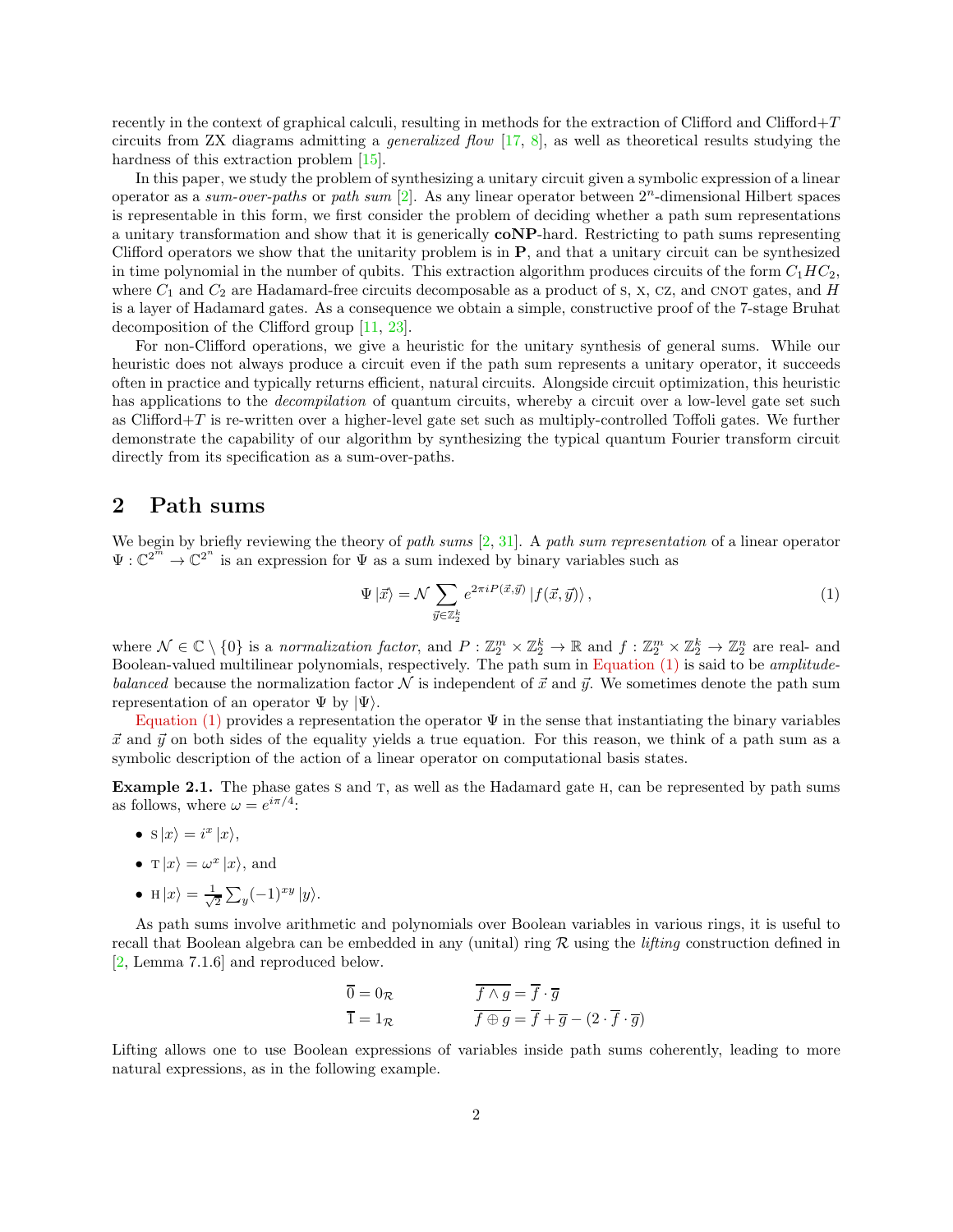recently in the context of graphical calculi, resulting in methods for the extraction of Clifford and Clifford+$T$ circuits from ZX diagrams admitting a *generalized flow* [17, 8], as well as theoretical results studying the hardness of this extraction problem [15].

In this paper, we study the problem of synthesizing a unitary circuit given a symbolic expression of a linear operator as a *sum-over-paths* or *path sum* [2]. As any linear operator between $2^n$-dimensional Hilbert spaces is representable in this form, we first consider the problem of deciding whether a path sum representations a unitary transformation and show that it is generically **coNP**-hard. Restricting to path sums representing Clifford operators we show that the unitarity problem is in **P**, and that a unitary circuit can be synthesized in time polynomial in the number of qubits. This extraction algorithm produces circuits of the form $C_1 H C_2$, where $C_1$ and $C_2$ are Hadamard-free circuits decomposable as a product of S, X, CZ, and CNOT gates, and $H$ is a layer of Hadamard gates. As a consequence we obtain a simple, constructive proof of the 7-stage Bruhat decomposition of the Clifford group [11, 23].

For non-Clifford operations, we give a heuristic for the unitary synthesis of general sums. While our heuristic does not always produce a circuit even if the path sum represents a unitary operator, it succeeds often in practice and typically returns efficient, natural circuits. Alongside circuit optimization, this heuristic has applications to the *decompilation* of quantum circuits, whereby a circuit over a low-level gate set such as Clifford+$T$ is re-written over a higher-level gate set such as multiply-controlled Toffoli gates. We further demonstrate the capability of our algorithm by synthesizing the typical quantum Fourier transform circuit directly from its specification as a sum-over-paths.

## 2 Path sums

We begin by briefly reviewing the theory of *path sums* [2, 31]. A *path sum representation* of a linear operator $\Psi : \mathbb{C}^{2^m} \to \mathbb{C}^{2^n}$ is an expression for $\Psi$ as a sum indexed by binary variables such as

$$\Psi \left|\vec{x}\right\rangle = \mathcal{N} \sum_{\vec{y} \in \mathbb{Z}_2^k} e^{2\pi i P(\vec{x}, \vec{y})} \left|f(\vec{x}, \vec{y})\right\rangle, \tag{1}$$

where $\mathcal{N} \in \mathbb{C} \setminus \{0\}$ is a *normalization factor*, and $P : \mathbb{Z}_2^m \times \mathbb{Z}_2^k \to \mathbb{R}$ and $f : \mathbb{Z}_2^m \times \mathbb{Z}_2^k \to \mathbb{Z}_2^n$ are real- and Boolean-valued multilinear polynomials, respectively. The path sum in Equation (1) is said to be *amplitude-balanced* because the normalization factor $\mathcal{N}$ is independent of $\vec{x}$ and $\vec{y}$. We sometimes denote the path sum representation of an operator $\Psi$ by $|\Psi\rangle$.

Equation (1) provides a representation the operator $\Psi$ in the sense that instantiating the binary variables $\vec{x}$ and $\vec{y}$ on both sides of the equality yields a true equation. For this reason, we think of a path sum as a symbolic description of the action of a linear operator on computational basis states.

**Example 2.1.** The phase gates S and T, as well as the Hadamard gate H, can be represented by path sums as follows, where $\omega = e^{i\pi/4}$:

- $\text{S}\left|x\right\rangle = i^x \left|x\right\rangle$,
- $\text{T}\left|x\right\rangle = \omega^x \left|x\right\rangle$, and
- $\text{H}\left|x\right\rangle = \frac{1}{\sqrt{2}} \sum_y (-1)^{xy} \left|y\right\rangle$.

As path sums involve arithmetic and polynomials over Boolean variables in various rings, it is useful to recall that Boolean algebra can be embedded in any (unital) ring $\mathcal{R}$ using the *lifting* construction defined in [2, Lemma 7.1.6] and reproduced below.

$$\overline{0} = 0_{\mathcal{R}} \qquad\qquad \overline{f \wedge g} = \overline{f} \cdot \overline{g}$$
$$\overline{1} = 1_{\mathcal{R}} \qquad\qquad \overline{f \oplus g} = \overline{f} + \overline{g} - (2 \cdot \overline{f} \cdot \overline{g})$$

Lifting allows one to use Boolean expressions of variables inside path sums coherently, leading to more natural expressions, as in the following example.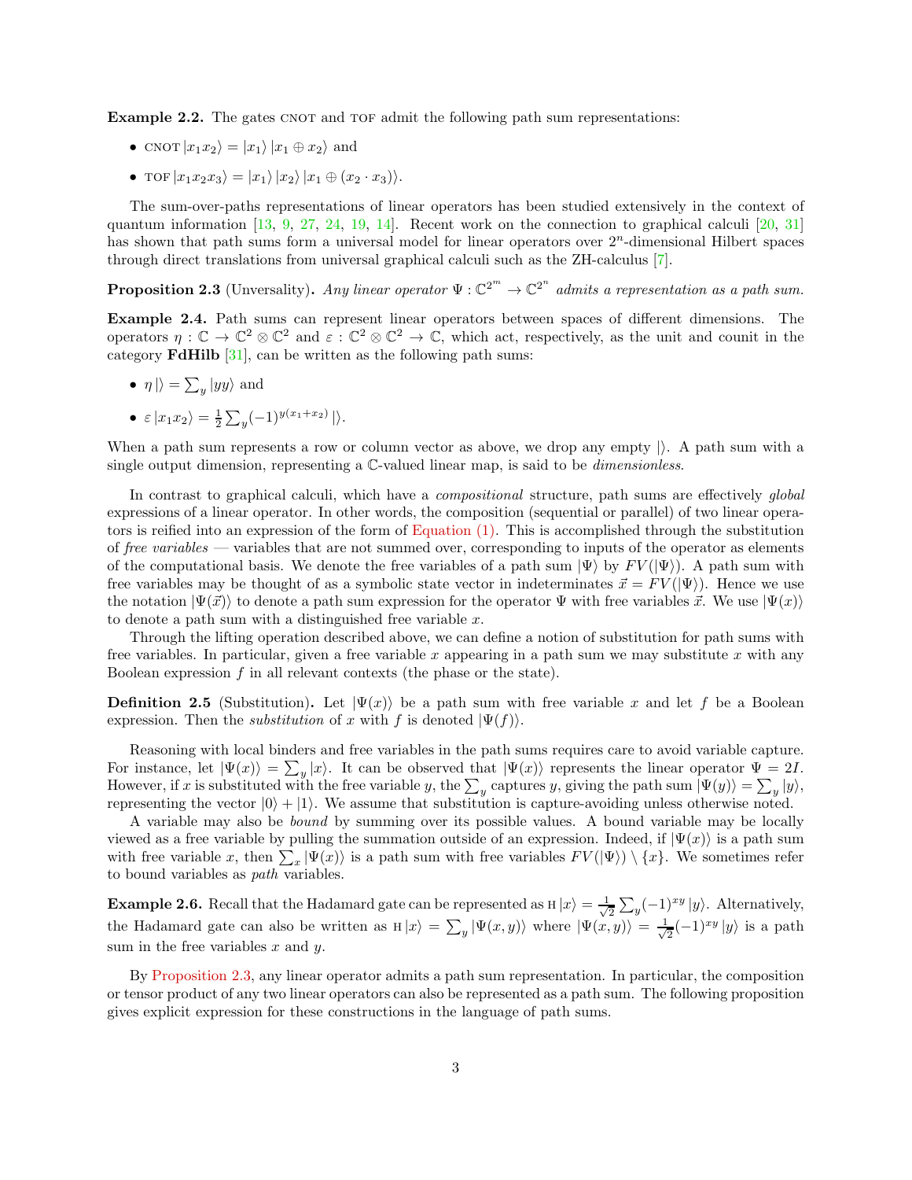**Example 2.2.** The gates CNOT and TOF admit the following path sum representations:

- $\text{CNOT}\,|x_1 x_2\rangle = |x_1\rangle\,|x_1 \oplus x_2\rangle$ and
- $\text{TOF}\,|x_1 x_2 x_3\rangle = |x_1\rangle\,|x_2\rangle\,|x_1 \oplus (x_2 \cdot x_3)\rangle$.

The sum-over-paths representations of linear operators has been studied extensively in the context of quantum information [13, 9, 27, 24, 19, 14]. Recent work on the connection to graphical calculi [20, 31] has shown that path sums form a universal model for linear operators over $2^n$-dimensional Hilbert spaces through direct translations from universal graphical calculi such as the ZH-calculus [7].

**Proposition 2.3** (Unversality)**.** *Any linear operator $\Psi : \mathbb{C}^{2^m} \to \mathbb{C}^{2^n}$ admits a representation as a path sum.*

**Example 2.4.** Path sums can represent linear operators between spaces of different dimensions. The operators $\eta : \mathbb{C} \to \mathbb{C}^2 \otimes \mathbb{C}^2$ and $\varepsilon : \mathbb{C}^2 \otimes \mathbb{C}^2 \to \mathbb{C}$, which act, respectively, as the unit and counit in the category **FdHilb** [31], can be written as the following path sums:

- $\eta\,|\rangle = \sum_y |yy\rangle$ and
- $\varepsilon\,|x_1 x_2\rangle = \frac{1}{2}\sum_y (-1)^{y(x_1+x_2)}\,|\rangle$.

When a path sum represents a row or column vector as above, we drop any empty $|\rangle$. A path sum with a single output dimension, representing a $\mathbb{C}$-valued linear map, is said to be *dimensionless*.

In contrast to graphical calculi, which have a *compositional* structure, path sums are effectively *global* expressions of a linear operator. In other words, the composition (sequential or parallel) of two linear operators is reified into an expression of the form of Equation (1). This is accomplished through the substitution of *free variables* — variables that are not summed over, corresponding to inputs of the operator as elements of the computational basis. We denote the free variables of a path sum $|\Psi\rangle$ by $FV(|\Psi\rangle)$. A path sum with free variables may be thought of as a symbolic state vector in indeterminates $\vec{x} = FV(|\Psi\rangle)$. Hence we use the notation $|\Psi(\vec{x})\rangle$ to denote a path sum expression for the operator $\Psi$ with free variables $\vec{x}$. We use $|\Psi(x)\rangle$ to denote a path sum with a distinguished free variable $x$.

Through the lifting operation described above, we can define a notion of substitution for path sums with free variables. In particular, given a free variable $x$ appearing in a path sum we may substitute $x$ with any Boolean expression $f$ in all relevant contexts (the phase or the state).

**Definition 2.5** (Substitution)**.** Let $|\Psi(x)\rangle$ be a path sum with free variable $x$ and let $f$ be a Boolean expression. Then the *substitution* of $x$ with $f$ is denoted $|\Psi(f)\rangle$.

Reasoning with local binders and free variables in the path sums requires care to avoid variable capture. For instance, let $|\Psi(x)\rangle = \sum_y |x\rangle$. It can be observed that $|\Psi(x)\rangle$ represents the linear operator $\Psi = 2I$. However, if $x$ is substituted with the free variable $y$, the $\sum_y$ captures $y$, giving the path sum $|\Psi(y)\rangle = \sum_y |y\rangle$, representing the vector $|0\rangle + |1\rangle$. We assume that substitution is capture-avoiding unless otherwise noted.

A variable may also be *bound* by summing over its possible values. A bound variable may be locally viewed as a free variable by pulling the summation outside of an expression. Indeed, if $|\Psi(x)\rangle$ is a path sum with free variable $x$, then $\sum_x |\Psi(x)\rangle$ is a path sum with free variables $FV(|\Psi\rangle) \setminus \{x\}$. We sometimes refer to bound variables as *path* variables.

**Example 2.6.** Recall that the Hadamard gate can be represented as $\text{H}\,|x\rangle = \frac{1}{\sqrt{2}}\sum_y (-1)^{xy}\,|y\rangle$. Alternatively, the Hadamard gate can also be written as $\text{H}\,|x\rangle = \sum_y |\Psi(x,y)\rangle$ where $|\Psi(x,y)\rangle = \frac{1}{\sqrt{2}}(-1)^{xy}\,|y\rangle$ is a path sum in the free variables $x$ and $y$.

By Proposition 2.3, any linear operator admits a path sum representation. In particular, the composition or tensor product of any two linear operators can also be represented as a path sum. The following proposition gives explicit expression for these constructions in the language of path sums.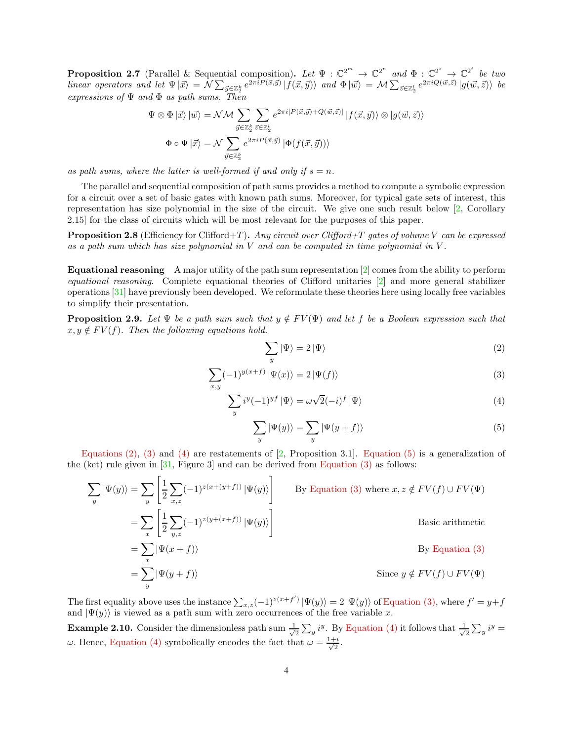**Proposition 2.7** (Parallel & Sequential composition)**.** *Let $\Psi : \mathbb{C}^{2^m} \to \mathbb{C}^{2^n}$ and $\Phi : \mathbb{C}^{2^s} \to \mathbb{C}^{2^t}$ be two linear operators and let $\Psi |\vec{x}\rangle = \mathcal{N} \sum_{\vec{y} \in \mathbb{Z}_2^k} e^{2\pi i P(\vec{x},\vec{y})} |f(\vec{x},\vec{y})\rangle$ and $\Phi |\vec{w}\rangle = \mathcal{M} \sum_{\vec{z} \in \mathbb{Z}_2^l} e^{2\pi i Q(\vec{w},\vec{z})} |g(\vec{w},\vec{z})\rangle$ be expressions of $\Psi$ and $\Phi$ as path sums. Then*

$$\Psi \otimes \Phi |\vec{x}\rangle |\vec{w}\rangle = \mathcal{N}\mathcal{M} \sum_{\vec{y} \in \mathbb{Z}_2^k} \sum_{\vec{z} \in \mathbb{Z}_2^l} e^{2\pi i [P(\vec{x},\vec{y}) + Q(\vec{w},\vec{z})]} |f(\vec{x},\vec{y})\rangle \otimes |g(\vec{w},\vec{z})\rangle$$

$$\Phi \circ \Psi |\vec{x}\rangle = \mathcal{N} \sum_{\vec{y} \in \mathbb{Z}_2^k} e^{2\pi i P(\vec{x},\vec{y})} |\Phi(f(\vec{x},\vec{y}))\rangle$$

*as path sums, where the latter is well-formed if and only if $s = n$.*

The parallel and sequential composition of path sums provides a method to compute a symbolic expression for a circuit over a set of basic gates with known path sums. Moreover, for typical gate sets of interest, this representation has size polynomial in the size of the circuit. We give one such result below [2, Corollary 2.15] for the class of circuits which will be most relevant for the purposes of this paper.

**Proposition 2.8** (Efficiency for Clifford+$T$)**.** *Any circuit over Clifford+$T$ gates of volume $V$ can be expressed as a path sum which has size polynomial in $V$ and can be computed in time polynomial in $V$.*

**Equational reasoning** A major utility of the path sum representation [2] comes from the ability to perform *equational reasoning*. Complete equational theories of Clifford unitaries [2] and more general stabilizer operations [31] have previously been developed. We reformulate these theories here using locally free variables to simplify their presentation.

**Proposition 2.9.** *Let $\Psi$ be a path sum such that $y \notin FV(\Psi)$ and let $f$ be a Boolean expression such that $x, y \notin FV(f)$. Then the following equations hold.*

$$\sum_y |\Psi\rangle = 2 |\Psi\rangle \tag{2}$$

$$\sum_{x,y} (-1)^{y(x+f)} |\Psi(x)\rangle = 2 |\Psi(f)\rangle \tag{3}$$

$$\sum_y i^y (-1)^{yf} |\Psi\rangle = \omega\sqrt{2}(-i)^f |\Psi\rangle \tag{4}$$

$$\sum_y |\Psi(y)\rangle = \sum_y |\Psi(y+f)\rangle \tag{5}$$

Equations (2), (3) and (4) are restatements of [2, Proposition 3.1]. Equation (5) is a generalization of the (ket) rule given in [31, Figure 3] and can be derived from Equation (3) as follows:

$$\begin{aligned}
\sum_y |\Psi(y)\rangle &= \sum_y \left[\frac{1}{2}\sum_{x,z} (-1)^{z(x+(y+f))} |\Psi(y)\rangle\right] && \text{By Equation (3) where } x, z \notin FV(f) \cup FV(\Psi) \\
&= \sum_x \left[\frac{1}{2}\sum_{y,z} (-1)^{z(y+(x+f))} |\Psi(y)\rangle\right] && \text{Basic arithmetic} \\
&= \sum_x |\Psi(x+f)\rangle && \text{By Equation (3)} \\
&= \sum_y |\Psi(y+f)\rangle && \text{Since } y \notin FV(f) \cup FV(\Psi)
\end{aligned}$$

The first equality above uses the instance $\sum_{x,z} (-1)^{z(x+f')} |\Psi(y)\rangle = 2 |\Psi(y)\rangle$ of Equation (3), where $f' = y+f$ and $|\Psi(y)\rangle$ is viewed as a path sum with zero occurrences of the free variable $x$.

**Example 2.10.** Consider the dimensionless path sum $\frac{1}{\sqrt{2}} \sum_y i^y$. By Equation (4) it follows that $\frac{1}{\sqrt{2}} \sum_y i^y = \omega$. Hence, Equation (4) symbolically encodes the fact that $\omega = \frac{1+i}{\sqrt{2}}$.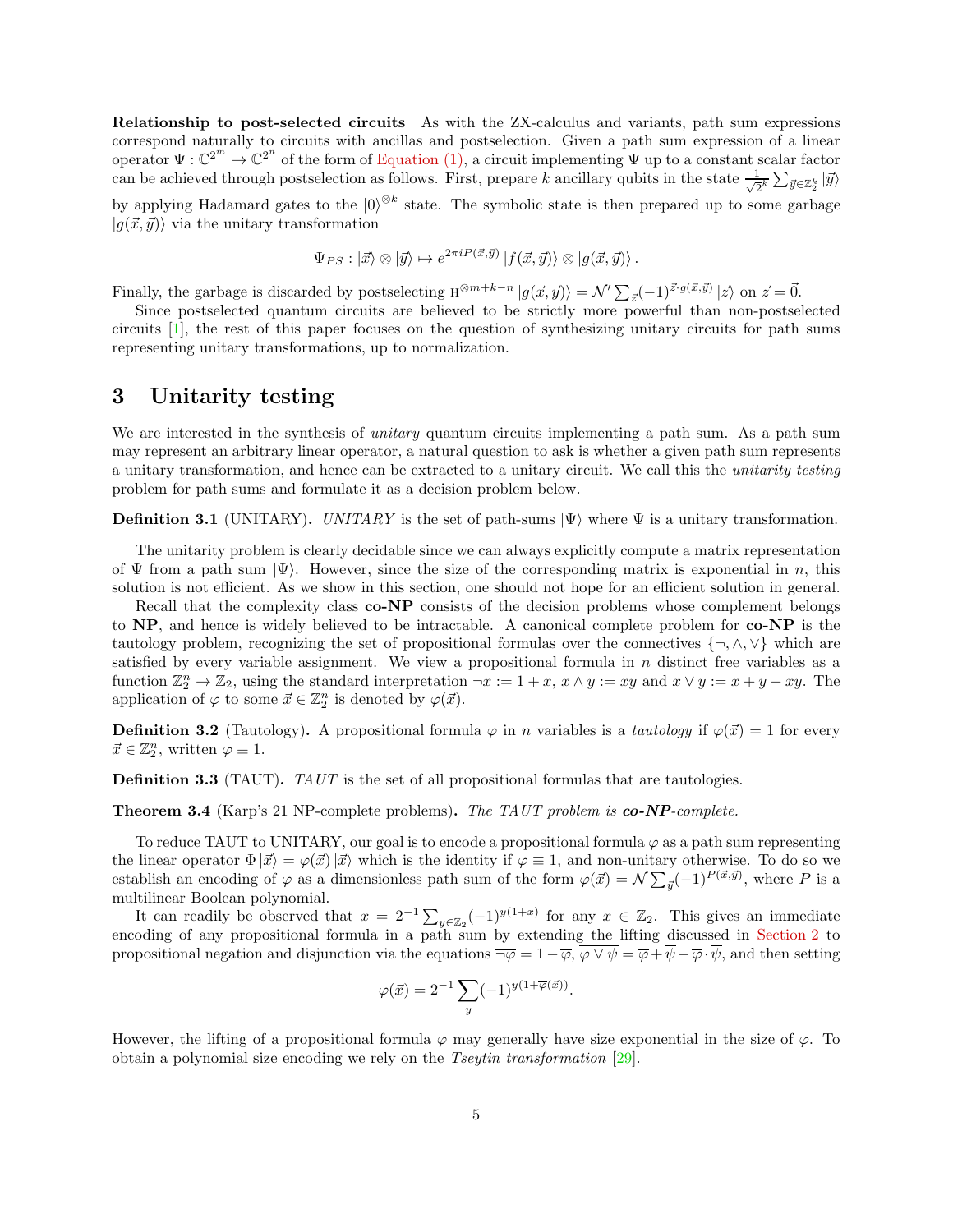**Relationship to post-selected circuits** As with the ZX-calculus and variants, path sum expressions correspond naturally to circuits with ancillas and postselection. Given a path sum expression of a linear operator $\Psi : \mathbb{C}^{2^m} \to \mathbb{C}^{2^n}$ of the form of Equation (1), a circuit implementing $\Psi$ up to a constant scalar factor can be achieved through postselection as follows. First, prepare $k$ ancillary qubits in the state $\frac{1}{\sqrt{2^k}} \sum_{\vec{y} \in \mathbb{Z}_2^k} |\vec{y}\rangle$ by applying Hadamard gates to the $|0\rangle^{\otimes k}$ state. The symbolic state is then prepared up to some garbage $|g(\vec{x}, \vec{y})\rangle$ via the unitary transformation

$$\Psi_{PS} : |\vec{x}\rangle \otimes |\vec{y}\rangle \mapsto e^{2\pi i P(\vec{x}, \vec{y})} |f(\vec{x}, \vec{y})\rangle \otimes |g(\vec{x}, \vec{y})\rangle .$$

Finally, the garbage is discarded by postselecting $\mathrm{H}^{\otimes m+k-n} |g(\vec{x}, \vec{y})\rangle = \mathcal{N}' \sum_{\vec{z}} (-1)^{\vec{z} \cdot g(\vec{x}, \vec{y})} |\vec{z}\rangle$ on $\vec{z} = \vec{0}$.

Since postselected quantum circuits are believed to be strictly more powerful than non-postselected circuits [1], the rest of this paper focuses on the question of synthesizing unitary circuits for path sums representing unitary transformations, up to normalization.

# 3 Unitarity testing

We are interested in the synthesis of *unitary* quantum circuits implementing a path sum. As a path sum may represent an arbitrary linear operator, a natural question to ask is whether a given path sum represents a unitary transformation, and hence can be extracted to a unitary circuit. We call this the *unitarity testing* problem for path sums and formulate it as a decision problem below.

**Definition 3.1** (UNITARY)**.** *UNITARY is the set of path-sums $|\Psi\rangle$ where $\Psi$ is a unitary transformation.*

The unitarity problem is clearly decidable since we can always explicitly compute a matrix representation of $\Psi$ from a path sum $|\Psi\rangle$. However, since the size of the corresponding matrix is exponential in $n$, this solution is not efficient. As we show in this section, one should not hope for an efficient solution in general.

Recall that the complexity class **co-NP** consists of the decision problems whose complement belongs to **NP**, and hence is widely believed to be intractable. A canonical complete problem for **co-NP** is the tautology problem, recognizing the set of propositional formulas over the connectives $\{\neg, \wedge, \vee\}$ which are satisfied by every variable assignment. We view a propositional formula in $n$ distinct free variables as a function $\mathbb{Z}_2^n \to \mathbb{Z}_2$, using the standard interpretation $\neg x := 1 + x$, $x \wedge y := xy$ and $x \vee y := x + y - xy$. The application of $\varphi$ to some $\vec{x} \in \mathbb{Z}_2^n$ is denoted by $\varphi(\vec{x})$.

**Definition 3.2** (Tautology)**.** A propositional formula $\varphi$ in $n$ variables is a *tautology* if $\varphi(\vec{x}) = 1$ for every $\vec{x} \in \mathbb{Z}_2^n$, written $\varphi \equiv 1$.

**Definition 3.3** (TAUT)**.** *TAUT* is the set of all propositional formulas that are tautologies.

**Theorem 3.4** (Karp's 21 NP-complete problems)**.** *The TAUT problem is **co-NP**-complete.*

To reduce TAUT to UNITARY, our goal is to encode a propositional formula $\varphi$ as a path sum representing the linear operator $\Phi |\vec{x}\rangle = \varphi(\vec{x}) |\vec{x}\rangle$ which is the identity if $\varphi \equiv 1$, and non-unitary otherwise. To do so we establish an encoding of $\varphi$ as a dimensionless path sum of the form $\varphi(\vec{x}) = \mathcal{N} \sum_{\vec{y}} (-1)^{P(\vec{x}, \vec{y})}$, where $P$ is a multilinear Boolean polynomial.

It can readily be observed that $x = 2^{-1} \sum_{y \in \mathbb{Z}_2} (-1)^{y(1+x)}$ for any $x \in \mathbb{Z}_2$. This gives an immediate encoding of any propositional formula in a path sum by extending the lifting discussed in Section 2 to propositional negation and disjunction via the equations $\overline{\neg\varphi} = 1 - \overline{\varphi}$, $\overline{\varphi \vee \psi} = \overline{\varphi} + \overline{\psi} - \overline{\varphi} \cdot \overline{\psi}$, and then setting

$$\varphi(\vec{x}) = 2^{-1} \sum_{y} (-1)^{y(1+\overline{\varphi}(\vec{x}))}.$$

However, the lifting of a propositional formula $\varphi$ may generally have size exponential in the size of $\varphi$. To obtain a polynomial size encoding we rely on the *Tseytin transformation* [29].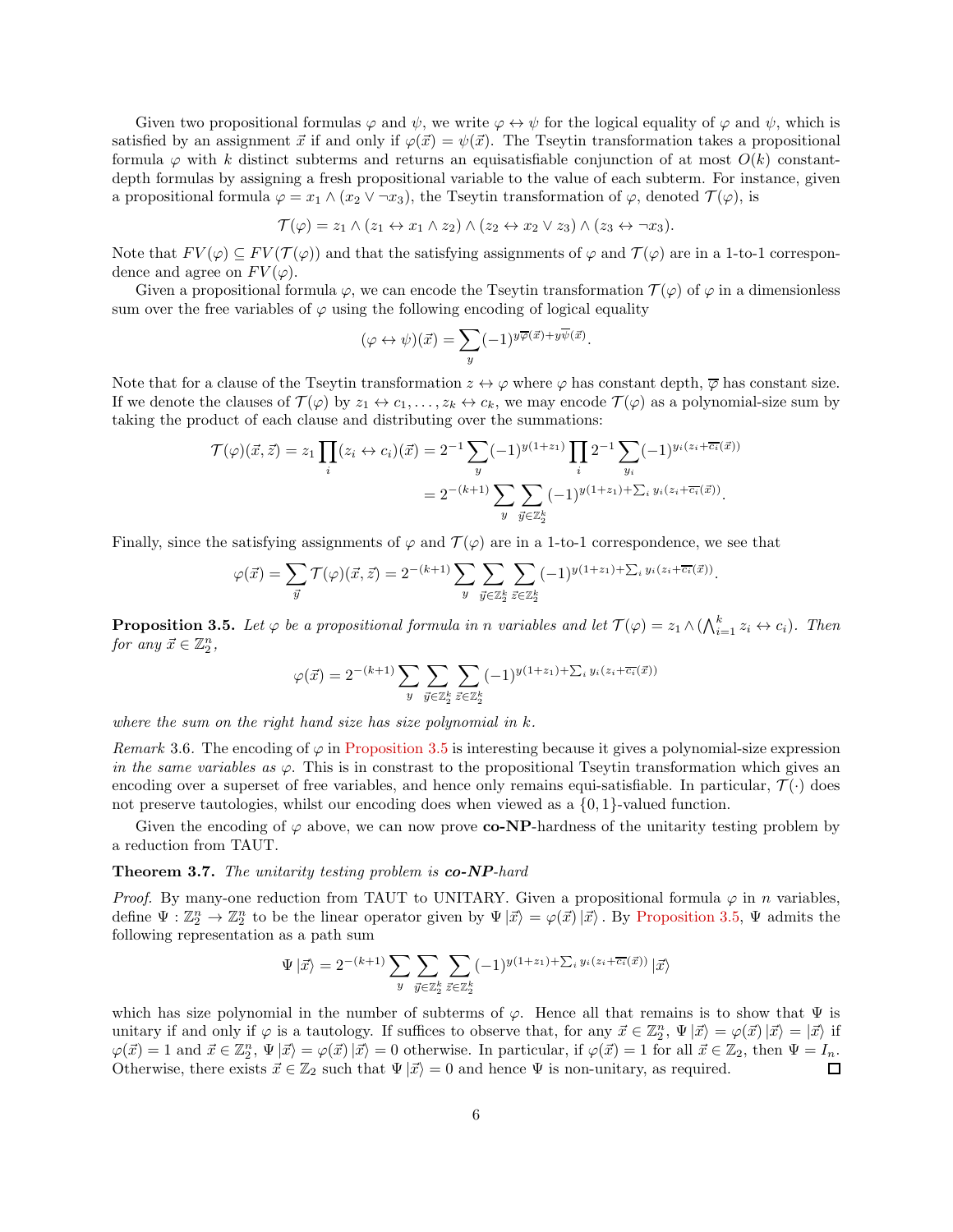Given two propositional formulas $\varphi$ and $\psi$, we write $\varphi \leftrightarrow \psi$ for the logical equality of $\varphi$ and $\psi$, which is satisfied by an assignment $\vec{x}$ if and only if $\varphi(\vec{x}) = \psi(\vec{x})$. The Tseytin transformation takes a propositional formula $\varphi$ with $k$ distinct subterms and returns an equisatisfiable conjunction of at most $O(k)$ constant-depth formulas by assigning a fresh propositional variable to the value of each subterm. For instance, given a propositional formula $\varphi = x_1 \wedge (x_2 \vee \neg x_3)$, the Tseytin transformation of $\varphi$, denoted $\mathcal{T}(\varphi)$, is

$$\mathcal{T}(\varphi) = z_1 \wedge (z_1 \leftrightarrow x_1 \wedge z_2) \wedge (z_2 \leftrightarrow x_2 \vee z_3) \wedge (z_3 \leftrightarrow \neg x_3).$$

Note that $FV(\varphi) \subseteq FV(\mathcal{T}(\varphi))$ and that the satisfying assignments of $\varphi$ and $\mathcal{T}(\varphi)$ are in a 1-to-1 correspondence and agree on $FV(\varphi)$.

Given a propositional formula $\varphi$, we can encode the Tseytin transformation $\mathcal{T}(\varphi)$ of $\varphi$ in a dimensionless sum over the free variables of $\varphi$ using the following encoding of logical equality

$$(\varphi \leftrightarrow \psi)(\vec{x}) = \sum_{y} (-1)^{y\overline{\varphi}(\vec{x}) + y\overline{\psi}(\vec{x})}.$$

Note that for a clause of the Tseytin transformation $z \leftrightarrow \varphi$ where $\varphi$ has constant depth, $\overline{\varphi}$ has constant size. If we denote the clauses of $\mathcal{T}(\varphi)$ by $z_1 \leftrightarrow c_1, \dots, z_k \leftrightarrow c_k$, we may encode $\mathcal{T}(\varphi)$ as a polynomial-size sum by taking the product of each clause and distributing over the summations:

$$\begin{aligned}
\mathcal{T}(\varphi)(\vec{x}, \vec{z}) = z_1 \prod_i (z_i \leftrightarrow c_i)(\vec{x}) &= 2^{-1} \sum_{y} (-1)^{y(1+z_1)} \prod_i 2^{-1} \sum_{y_i} (-1)^{y_i(z_i + \overline{c_i}(\vec{x}))} \\
&= 2^{-(k+1)} \sum_{y} \sum_{\vec{y} \in \mathbb{Z}_2^k} (-1)^{y(1+z_1) + \sum_i y_i(z_i + \overline{c_i}(\vec{x}))}.
\end{aligned}$$

Finally, since the satisfying assignments of $\varphi$ and $\mathcal{T}(\varphi)$ are in a 1-to-1 correspondence, we see that

$$\varphi(\vec{x}) = \sum_{\vec{y}} \mathcal{T}(\varphi)(\vec{x}, \vec{z}) = 2^{-(k+1)} \sum_{y} \sum_{\vec{y} \in \mathbb{Z}_2^k} \sum_{\vec{z} \in \mathbb{Z}_2^k} (-1)^{y(1+z_1) + \sum_i y_i(z_i + \overline{c_i}(\vec{x}))}.$$

**Proposition 3.5.** *Let $\varphi$ be a propositional formula in $n$ variables and let $\mathcal{T}(\varphi) = z_1 \wedge (\bigwedge_{i=1}^k z_i \leftrightarrow c_i)$. Then for any $\vec{x} \in \mathbb{Z}_2^n$,*

$$\varphi(\vec{x}) = 2^{-(k+1)} \sum_{y} \sum_{\vec{y} \in \mathbb{Z}_2^k} \sum_{\vec{z} \in \mathbb{Z}_2^k} (-1)^{y(1+z_1) + \sum_i y_i(z_i + \overline{c_i}(\vec{x}))}$$

*where the sum on the right hand size has size polynomial in $k$.*

*Remark* 3.6. The encoding of $\varphi$ in Proposition 3.5 is interesting because it gives a polynomial-size expression *in the same variables as* $\varphi$. This is in constrast to the propositional Tseytin transformation which gives an encoding over a superset of free variables, and hence only remains equi-satisfiable. In particular, $\mathcal{T}(\cdot)$ does not preserve tautologies, whilst our encoding does when viewed as a $\{0,1\}$-valued function.

Given the encoding of $\varphi$ above, we can now prove **co-NP**-hardness of the unitarity testing problem by a reduction from TAUT.

**Theorem 3.7.** *The unitarity testing problem is* ***co-NP****-hard*

*Proof.* By many-one reduction from TAUT to UNITARY. Given a propositional formula $\varphi$ in $n$ variables, define $\Psi : \mathbb{Z}_2^n \to \mathbb{Z}_2^n$ to be the linear operator given by $\Psi\,|\vec{x}\rangle = \varphi(\vec{x})\,|\vec{x}\rangle$. By Proposition 3.5, $\Psi$ admits the following representation as a path sum

$$\Psi\,|\vec{x}\rangle = 2^{-(k+1)} \sum_{y} \sum_{\vec{y} \in \mathbb{Z}_2^k} \sum_{\vec{z} \in \mathbb{Z}_2^k} (-1)^{y(1+z_1) + \sum_i y_i(z_i + \overline{c_i}(\vec{x}))}\,|\vec{x}\rangle$$

which has size polynomial in the number of subterms of $\varphi$. Hence all that remains is to show that $\Psi$ is unitary if and only if $\varphi$ is a tautology. If suffices to observe that, for any $\vec{x} \in \mathbb{Z}_2^n$, $\Psi\,|\vec{x}\rangle = \varphi(\vec{x})\,|\vec{x}\rangle = |\vec{x}\rangle$ if $\varphi(\vec{x}) = 1$ and $\vec{x} \in \mathbb{Z}_2^n$, $\Psi\,|\vec{x}\rangle = \varphi(\vec{x})\,|\vec{x}\rangle = 0$ otherwise. In particular, if $\varphi(\vec{x}) = 1$ for all $\vec{x} \in \mathbb{Z}_2$, then $\Psi = I_n$. Otherwise, there exists $\vec{x} \in \mathbb{Z}_2$ such that $\Psi\,|\vec{x}\rangle = 0$ and hence $\Psi$ is non-unitary, as required. ∎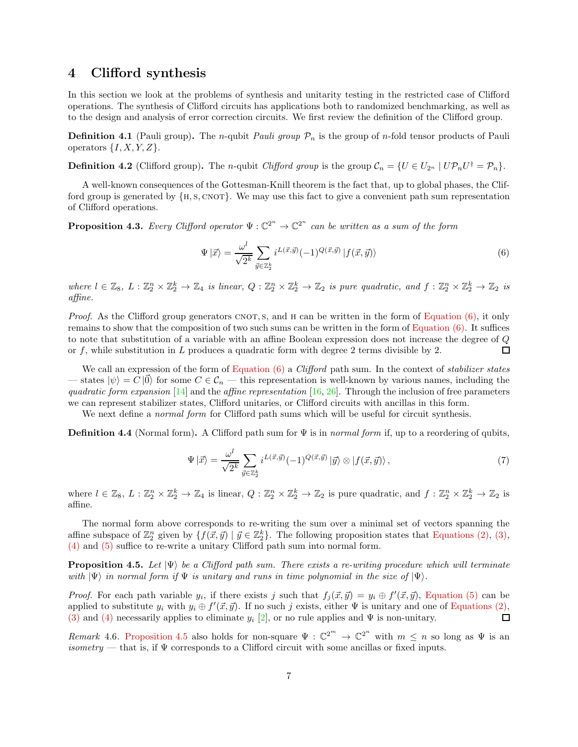# 4 Clifford synthesis

In this section we look at the problems of synthesis and unitarity testing in the restricted case of Clifford operations. The synthesis of Clifford circuits has applications both to randomized benchmarking, as well as to the design and analysis of error correction circuits. We first review the definition of the Clifford group.

**Definition 4.1** (Pauli group)**.** The $n$-qubit *Pauli group* $\mathcal{P}_n$ is the group of $n$-fold tensor products of Pauli operators $\{I, X, Y, Z\}$.

**Definition 4.2** (Clifford group)**.** The $n$-qubit *Clifford group* is the group $\mathcal{C}_n = \{U \in U_{2^n} \mid U\mathcal{P}_nU^\dagger = \mathcal{P}_n\}$.

A well-known consequences of the Gottesman-Knill theorem is the fact that, up to global phases, the Clifford group is generated by $\{\text{H}, \text{S}, \text{CNOT}\}$. We may use this fact to give a convenient path sum representation of Clifford operations.

**Proposition 4.3.** *Every Clifford operator $\Psi : \mathbb{C}^{2^n} \to \mathbb{C}^{2^n}$ can be written as a sum of the form*

$$\Psi |\vec{x}\rangle = \frac{\omega^l}{\sqrt{2^k}} \sum_{\vec{y}\in\mathbb{Z}_2^k} i^{L(\vec{x},\vec{y})}(-1)^{Q(\vec{x},\vec{y})} |f(\vec{x},\vec{y})\rangle \tag{6}$$

*where $l \in \mathbb{Z}_8$, $L : \mathbb{Z}_2^n \times \mathbb{Z}_2^k \to \mathbb{Z}_4$ is linear, $Q : \mathbb{Z}_2^n \times \mathbb{Z}_2^k \to \mathbb{Z}_2$ is pure quadratic, and $f : \mathbb{Z}_2^n \times \mathbb{Z}_2^k \to \mathbb{Z}_2$ is affine.*

*Proof.* As the Clifford group generators CNOT, S, and H can be written in the form of Equation (6), it only remains to show that the composition of two such sums can be written in the form of Equation (6). It suffices to note that substitution of a variable with an affine Boolean expression does not increase the degree of $Q$ or $f$, while substitution in $L$ produces a quadratic form with degree 2 terms divisible by 2. $\square$

We call an expression of the form of Equation (6) a *Clifford* path sum. In the context of *stabilizer states* — states $|\psi\rangle = C|\vec{0}\rangle$ for some $C \in \mathcal{C}_n$ — this representation is well-known by various names, including the *quadratic form expansion* [14] and the *affine representation* [16, 26]. Through the inclusion of free parameters we can represent stabilizer states, Clifford unitaries, or Clifford circuits with ancillas in this form.

We next define a *normal form* for Clifford path sums which will be useful for circuit synthesis.

**Definition 4.4** (Normal form)**.** A Clifford path sum for $\Psi$ is in *normal form* if, up to a reordering of qubits,

$$\Psi |\vec{x}\rangle = \frac{\omega^l}{\sqrt{2^k}} \sum_{\vec{y}\in\mathbb{Z}_2^k} i^{L(\vec{x},\vec{y})}(-1)^{Q(\vec{x},\vec{y})} |\vec{y}\rangle \otimes |f(\vec{x},\vec{y})\rangle, \tag{7}$$

where $l \in \mathbb{Z}_8$, $L : \mathbb{Z}_2^n \times \mathbb{Z}_2^k \to \mathbb{Z}_4$ is linear, $Q : \mathbb{Z}_2^n \times \mathbb{Z}_2^k \to \mathbb{Z}_2$ is pure quadratic, and $f : \mathbb{Z}_2^n \times \mathbb{Z}_2^k \to \mathbb{Z}_2$ is affine.

The normal form above corresponds to re-writing the sum over a minimal set of vectors spanning the affine subspace of $\mathbb{Z}_2^n$ given by $\{f(\vec{x},\vec{y}) \mid \vec{y} \in \mathbb{Z}_2^k\}$. The following proposition states that Equations (2), (3), (4) and (5) suffice to re-write a unitary Clifford path sum into normal form.

**Proposition 4.5.** *Let $|\Psi\rangle$ be a Clifford path sum. There exists a re-writing procedure which will terminate with $|\Psi\rangle$ in normal form if $\Psi$ is unitary and runs in time polynomial in the size of $|\Psi\rangle$.*

*Proof.* For each path variable $y_i$, if there exists $j$ such that $f_j(\vec{x},\vec{y}) = y_i \oplus f'(\vec{x},\vec{y})$, Equation (5) can be applied to substitute $y_i$ with $y_i \oplus f'(\vec{x},\vec{y})$. If no such $j$ exists, either $\Psi$ is unitary and one of Equations (2), (3) and (4) necessarily applies to eliminate $y_i$ [2], or no rule applies and $\Psi$ is non-unitary. $\square$

*Remark* 4.6. Proposition 4.5 also holds for non-square $\Psi : \mathbb{C}^{2^m} \to \mathbb{C}^{2^n}$ with $m \leq n$ so long as $\Psi$ is an *isometry* — that is, if $\Psi$ corresponds to a Clifford circuit with some ancillas or fixed inputs.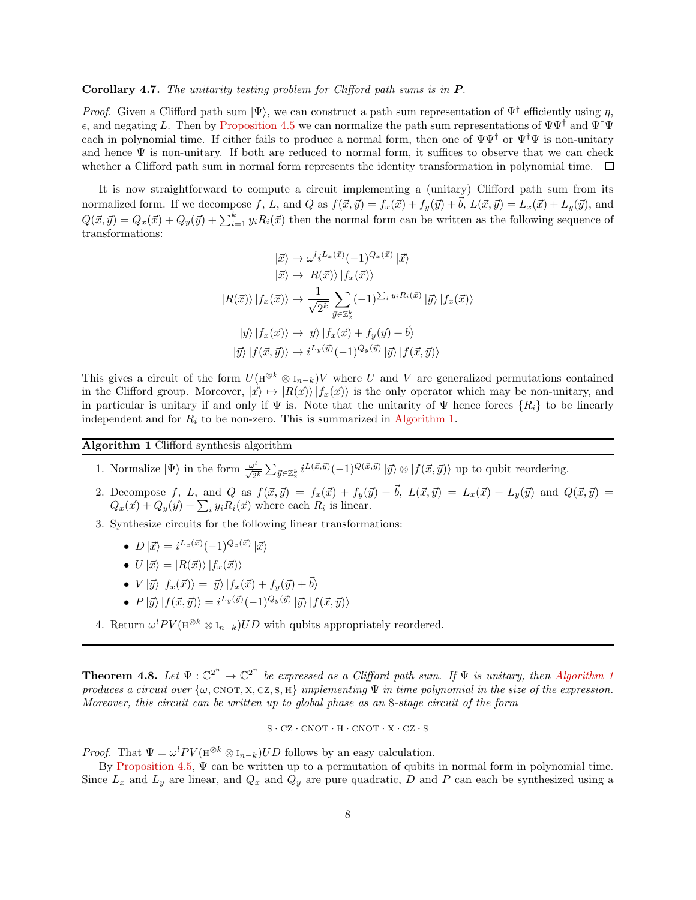**Corollary 4.7.** *The unitarity testing problem for Clifford path sums is in **P**.*

*Proof.* Given a Clifford path sum $|\Psi\rangle$, we can construct a path sum representation of $\Psi^\dagger$ efficiently using $\eta$, $\epsilon$, and negating $L$. Then by Proposition 4.5 we can normalize the path sum representations of $\Psi\Psi^\dagger$ and $\Psi^\dagger\Psi$ each in polynomial time. If either fails to produce a normal form, then one of $\Psi\Psi^\dagger$ or $\Psi^\dagger\Psi$ is non-unitary and hence $\Psi$ is non-unitary. If both are reduced to normal form, it suffices to observe that we can check whether a Clifford path sum in normal form represents the identity transformation in polynomial time. □

It is now straightforward to compute a circuit implementing a (unitary) Clifford path sum from its normalized form. If we decompose $f$, $L$, and $Q$ as $f(\vec{x},\vec{y}) = f_x(\vec{x}) + f_y(\vec{y}) + \vec{b}$, $L(\vec{x},\vec{y}) = L_x(\vec{x}) + L_y(\vec{y})$, and $Q(\vec{x},\vec{y}) = Q_x(\vec{x}) + Q_y(\vec{y}) + \sum_{i=1}^k y_i R_i(\vec{x})$ then the normal form can be written as the following sequence of transformations:

$$
\begin{aligned}
|\vec{x}\rangle &\mapsto \omega^l i^{L_x(\vec{x})}(-1)^{Q_x(\vec{x})}|\vec{x}\rangle \\
|\vec{x}\rangle &\mapsto |R(\vec{x})\rangle\, |f_x(\vec{x})\rangle \\
|R(\vec{x})\rangle\, |f_x(\vec{x})\rangle &\mapsto \frac{1}{\sqrt{2^k}}\sum_{\vec{y}\in\mathbb{Z}_2^k}(-1)^{\sum_i y_i R_i(\vec{x})}|\vec{y}\rangle\, |f_x(\vec{x})\rangle \\
|\vec{y}\rangle\, |f_x(\vec{x})\rangle &\mapsto |\vec{y}\rangle\, |f_x(\vec{x}) + f_y(\vec{y}) + \vec{b}\rangle \\
|\vec{y}\rangle\, |f(\vec{x},\vec{y})\rangle &\mapsto i^{L_y(\vec{y})}(-1)^{Q_y(\vec{y})}|\vec{y}\rangle\, |f(\vec{x},\vec{y})\rangle
\end{aligned}
$$

This gives a circuit of the form $U(\mathrm{H}^{\otimes k}\otimes \mathrm{I}_{n-k})V$ where $U$ and $V$ are generalized permutations contained in the Clifford group. Moreover, $|\vec{x}\rangle \mapsto |R(\vec{x})\rangle\, |f_x(\vec{x})\rangle$ is the only operator which may be non-unitary, and in particular is unitary if and only if $\Psi$ is. Note that the unitarity of $\Psi$ hence forces $\{R_i\}$ to be linearly independent and for $R_i$ to be non-zero. This is summarized in Algorithm 1.

---

**Algorithm 1** Clifford synthesis algorithm

1. Normalize $|\Psi\rangle$ in the form $\frac{\omega^l}{\sqrt{2^k}}\sum_{\vec{y}\in\mathbb{Z}_2^k} i^{L(\vec{x},\vec{y})}(-1)^{Q(\vec{x},\vec{y})}|\vec{y}\rangle \otimes |f(\vec{x},\vec{y})\rangle$ up to qubit reordering.
2. Decompose $f$, $L$, and $Q$ as $f(\vec{x},\vec{y}) = f_x(\vec{x}) + f_y(\vec{y}) + \vec{b}$, $L(\vec{x},\vec{y}) = L_x(\vec{x}) + L_y(\vec{y})$ and $Q(\vec{x},\vec{y}) = Q_x(\vec{x}) + Q_y(\vec{y}) + \sum_i y_i R_i(\vec{x})$ where each $R_i$ is linear.
3. Synthesize circuits for the following linear transformations:
   - $D|\vec{x}\rangle = i^{L_x(\vec{x})}(-1)^{Q_x(\vec{x})}|\vec{x}\rangle$
   - $U|\vec{x}\rangle = |R(\vec{x})\rangle\, |f_x(\vec{x})\rangle$
   - $V|\vec{y}\rangle\, |f_x(\vec{x})\rangle = |\vec{y}\rangle\, |f_x(\vec{x}) + f_y(\vec{y}) + \vec{b}\rangle$
   - $P|\vec{y}\rangle\, |f(\vec{x},\vec{y})\rangle = i^{L_y(\vec{y})}(-1)^{Q_y(\vec{y})}|\vec{y}\rangle\, |f(\vec{x},\vec{y})\rangle$
4. Return $\omega^l PV(\mathrm{H}^{\otimes k}\otimes \mathrm{I}_{n-k})UD$ with qubits appropriately reordered.

---

**Theorem 4.8.** *Let $\Psi : \mathbb{C}^{2^n} \to \mathbb{C}^{2^n}$ be expressed as a Clifford path sum. If $\Psi$ is unitary, then Algorithm 1 produces a circuit over $\{\omega, \mathrm{CNOT}, \mathrm{X}, \mathrm{CZ}, \mathrm{S}, \mathrm{H}\}$ implementing $\Psi$ in time polynomial in the size of the expression. Moreover, this circuit can be written up to global phase as an 8-stage circuit of the form*

$$\mathrm{S}\cdot\mathrm{CZ}\cdot\mathrm{CNOT}\cdot\mathrm{H}\cdot\mathrm{CNOT}\cdot\mathrm{X}\cdot\mathrm{CZ}\cdot\mathrm{S}$$

*Proof.* That $\Psi = \omega^l PV(\mathrm{H}^{\otimes k}\otimes \mathrm{I}_{n-k})UD$ follows by an easy calculation.

By Proposition 4.5, $\Psi$ can be written up to a permutation of qubits in normal form in polynomial time. Since $L_x$ and $L_y$ are linear, and $Q_x$ and $Q_y$ are pure quadratic, $D$ and $P$ can each be synthesized using a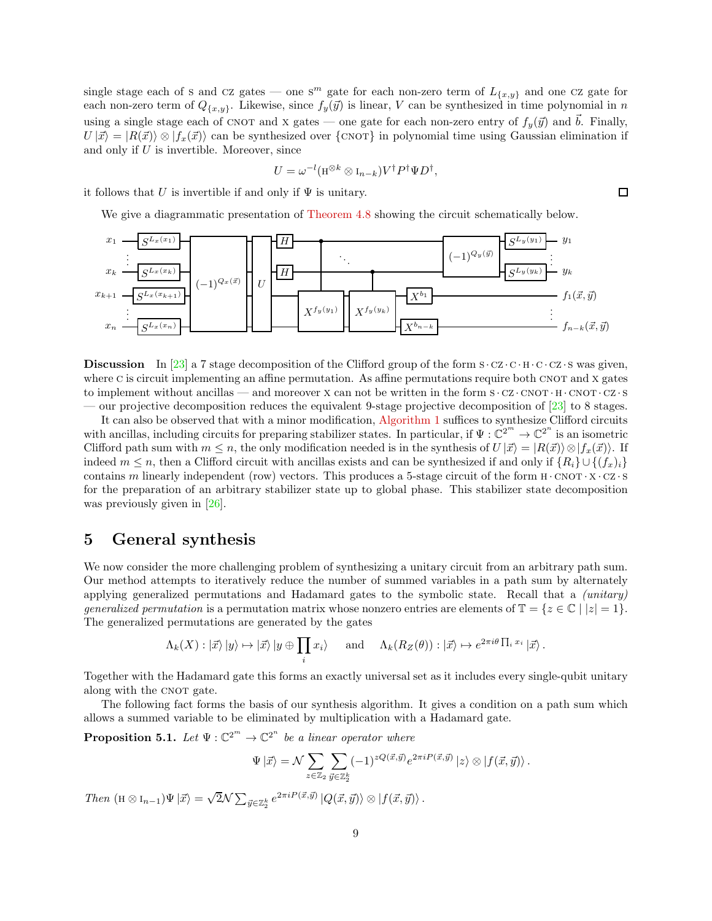single stage each of S and CZ gates — one $S^m$ gate for each non-zero term of $L_{\{x,y\}}$ and one CZ gate for each non-zero term of $Q_{\{x,y\}}$. Likewise, since $f_y(\vec{y})$ is linear, $V$ can be synthesized in time polynomial in $n$ using a single stage each of CNOT and X gates — one gate for each non-zero entry of $f_y(\vec{y})$ and $\vec{b}$. Finally, $U|\vec{x}\rangle = |R(\vec{x})\rangle \otimes |f_x(\vec{x})\rangle$ can be synthesized over {CNOT} in polynomial time using Gaussian elimination if and only if $U$ is invertible. Moreover, since

$$U = \omega^{-l}(\mathrm{H}^{\otimes k} \otimes \mathrm{I}_{n-k})V^\dagger P^\dagger \Psi D^\dagger,$$

it follows that $U$ is invertible if and only if $\Psi$ is unitary. $\square$

We give a diagrammatic presentation of Theorem 4.8 showing the circuit schematically below.

**Discussion** In [23] a 7 stage decomposition of the Clifford group of the form S · CZ · C · H · C · CZ · S was given, where C is circuit implementing an affine permutation. As affine permutations require both CNOT and X gates to implement without ancillas — and moreover X can not be written in the form S · CZ · CNOT · H · CNOT · CZ · S — our projective decomposition reduces the equivalent 9-stage projective decomposition of [23] to 8 stages.

It can also be observed that with a minor modification, Algorithm 1 suffices to synthesize Clifford circuits with ancillas, including circuits for preparing stabilizer states. In particular, if $\Psi : \mathbb{C}^{2^m} \to \mathbb{C}^{2^n}$ is an isometric Clifford path sum with $m \leq n$, the only modification needed is in the synthesis of $U|\vec{x}\rangle = |R(\vec{x})\rangle \otimes |f_x(\vec{x})\rangle$. If indeed $m \leq n$, then a Clifford circuit with ancillas exists and can be synthesized if and only if $\{R_i\} \cup \{(f_x)_i\}$ contains $m$ linearly independent (row) vectors. This produces a 5-stage circuit of the form H · CNOT · X · CZ · S for the preparation of an arbitrary stabilizer state up to global phase. This stabilizer state decomposition was previously given in [26].

## 5 General synthesis

We now consider the more challenging problem of synthesizing a unitary circuit from an arbitrary path sum. Our method attempts to iteratively reduce the number of summed variables in a path sum by alternately applying generalized permutations and Hadamard gates to the symbolic state. Recall that a *(unitary) generalized permutation* is a permutation matrix whose nonzero entries are elements of $\mathbb{T} = \{z \in \mathbb{C} \mid |z| = 1\}$. The generalized permutations are generated by the gates

$$\Lambda_k(X) : |\vec{x}\rangle |y\rangle \mapsto |\vec{x}\rangle |y \oplus \prod_i x_i\rangle \quad \text{ and } \quad \Lambda_k(R_Z(\theta)) : |\vec{x}\rangle \mapsto e^{2\pi i\theta \prod_i x_i} |\vec{x}\rangle .$$

Together with the Hadamard gate this forms an exactly universal set as it includes every single-qubit unitary along with the CNOT gate.

The following fact forms the basis of our synthesis algorithm. It gives a condition on a path sum which allows a summed variable to be eliminated by multiplication with a Hadamard gate.

**Proposition 5.1.** *Let $\Psi : \mathbb{C}^{2^m} \to \mathbb{C}^{2^n}$ be a linear operator where*

$$\Psi|\vec{x}\rangle = \mathcal{N} \sum_{z\in\mathbb{Z}_2} \sum_{\vec{y}\in\mathbb{Z}_2^k} (-1)^{zQ(\vec{x},\vec{y})} e^{2\pi i P(\vec{x},\vec{y})} |z\rangle \otimes |f(\vec{x},\vec{y})\rangle .$$

*Then* $(\mathrm{H} \otimes \mathrm{I}_{n-1})\Psi|\vec{x}\rangle = \sqrt{2}\mathcal{N} \sum_{\vec{y}\in\mathbb{Z}_2^k} e^{2\pi i P(\vec{x},\vec{y})} |Q(\vec{x},\vec{y})\rangle \otimes |f(\vec{x},\vec{y})\rangle .$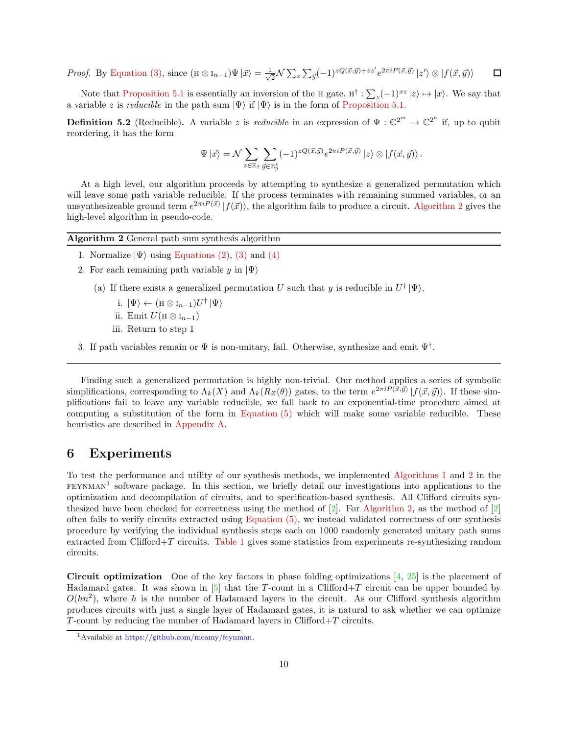*Proof.* By Equation (3), since $(\mathrm{H} \otimes \mathrm{I}_{n-1})\Psi |\vec{x}\rangle = \frac{1}{\sqrt{2}}\mathcal{N}\sum_z \sum_{\vec{y}}(-1)^{zQ(\vec{x},\vec{y})+zz'}e^{2\pi i P(\vec{x},\vec{y})} |z'\rangle \otimes |f(\vec{x},\vec{y})\rangle$ ☐

Note that Proposition 5.1 is essentially an inversion of the H gate, $\mathrm{H}^\dagger : \sum_z (-1)^{xz} |z\rangle \mapsto |x\rangle$. We say that a variable $z$ is *reducible* in the path sum $|\Psi\rangle$ if $|\Psi\rangle$ is in the form of Proposition 5.1.

**Definition 5.2** (Reducible)**.** A variable $z$ is *reducible* in an expression of $\Psi : \mathbb{C}^{2^m} \to \mathbb{C}^{2^n}$ if, up to qubit reordering, it has the form

$$\Psi |\vec{x}\rangle = \mathcal{N} \sum_{z\in\mathbb{Z}_2} \sum_{\vec{y}\in\mathbb{Z}_2^k} (-1)^{zQ(\vec{x},\vec{y})} e^{2\pi i P(\vec{x},\vec{y})} |z\rangle \otimes |f(\vec{x},\vec{y})\rangle .$$

At a high level, our algorithm proceeds by attempting to synthesize a generalized permutation which will leave some path variable reducible. If the process terminates with remaining summed variables, or an unsynthesizeable ground term $e^{2\pi i P(\vec{x})} |f(\vec{x})\rangle$, the algorithm fails to produce a circuit. Algorithm 2 gives the high-level algorithm in pseudo-code.

**Algorithm 2** General path sum synthesis algorithm

1. Normalize $|\Psi\rangle$ using Equations (2), (3) and (4)
2. For each remaining path variable $y$ in $|\Psi\rangle$
   (a) If there exists a generalized permutation $U$ such that $y$ is reducible in $U^\dagger |\Psi\rangle$,
      i. $|\Psi\rangle \leftarrow (\mathrm{H} \otimes \mathrm{I}_{n-1})U^\dagger |\Psi\rangle$
      ii. Emit $U(\mathrm{H} \otimes \mathrm{I}_{n-1})$
      iii. Return to step 1
3. If path variables remain or $\Psi$ is non-unitary, fail. Otherwise, synthesize and emit $\Psi^\dagger$.

Finding such a generalized permutation is highly non-trivial. Our method applies a series of symbolic simplifications, corresponding to $\Lambda_k(X)$ and $\Lambda_k(R_Z(\theta))$ gates, to the term $e^{2\pi i P(\vec{x},\vec{y})} |f(\vec{x},\vec{y})\rangle$. If these simplifications fail to leave any variable reducible, we fall back to an exponential-time procedure aimed at computing a substitution of the form in Equation (5) which will make some variable reducible. These heuristics are described in Appendix A.

# 6 Experiments

To test the performance and utility of our synthesis methods, we implemented Algorithms 1 and 2 in the FEYNMAN[1] software package. In this section, we briefly detail our investigations into applications to the optimization and decompilation of circuits, and to specification-based synthesis. All Clifford circuits synthesized have been checked for correctness using the method of [2]. For Algorithm 2, as the method of [2] often fails to verify circuits extracted using Equation (5), we instead validated correctness of our synthesis procedure by verifying the individual synthesis steps each on 1000 randomly generated unitary path sums extracted from Clifford+$T$ circuits. Table 1 gives some statistics from experiments re-synthesizing random circuits.

**Circuit optimization** One of the key factors in phase folding optimizations [4, 25] is the placement of Hadamard gates. It was shown in [5] that the $T$-count in a Clifford+$T$ circuit can be upper bounded by $O(hn^2)$, where $h$ is the number of Hadamard layers in the circuit. As our Clifford synthesis algorithm produces circuits with just a single layer of Hadamard gates, it is natural to ask whether we can optimize $T$-count by reducing the number of Hadamard layers in Clifford+$T$ circuits.

[1] Available at https://github.com/meamy/feynman.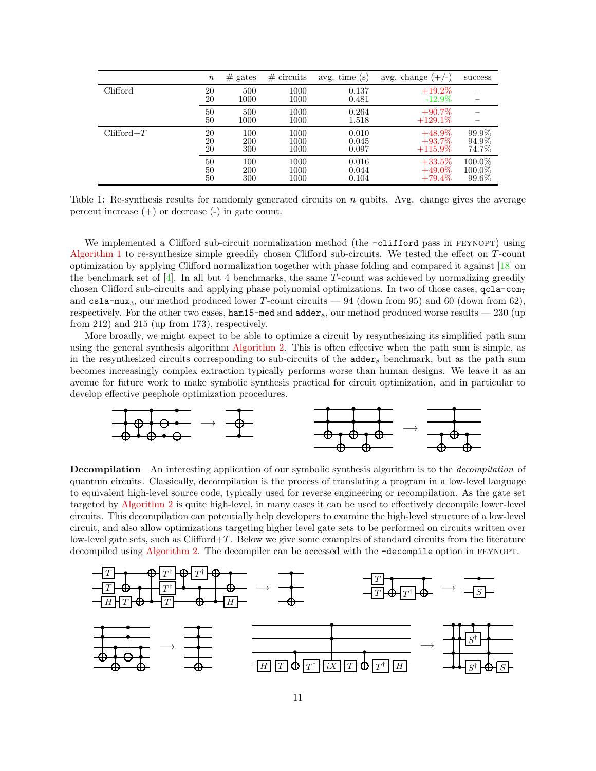| | $n$ | # gates | # circuits | avg. time (s) | avg. change (+/-) | success |
|---|---|---|---|---|---|---|
| Clifford | 20 | 500 | 1000 | 0.137 | +19.2% | – |
| | 20 | 1000 | 1000 | 0.481 | -12.9% | – |
| | 50 | 500 | 1000 | 0.264 | +90.7% | – |
| | 50 | 1000 | 1000 | 1.518 | +129.1% | – |
| Clifford+$T$ | 20 | 100 | 1000 | 0.010 | +48.9% | 99.9% |
| | 20 | 200 | 1000 | 0.045 | +93.7% | 94.9% |
| | 20 | 300 | 1000 | 0.097 | +115.9% | 74.7% |
| | 50 | 100 | 1000 | 0.016 | +33.5% | 100.0% |
| | 50 | 200 | 1000 | 0.044 | +49.0% | 100.0% |
| | 50 | 300 | 1000 | 0.104 | +79.4% | 99.6% |

Table 1: Re-synthesis results for randomly generated circuits on $n$ qubits. Avg. change gives the average percent increase (+) or decrease (-) in gate count.

We implemented a Clifford sub-circuit normalization method (the `-clifford` pass in FEYNOPT) using Algorithm 1 to re-synthesize simple greedily chosen Clifford sub-circuits. We tested the effect on $T$-count optimization by applying Clifford normalization together with phase folding and compared it against [18] on the benchmark set of [4]. In all but 4 benchmarks, the same $T$-count was achieved by normalizing greedily chosen Clifford sub-circuits and applying phase polynomial optimizations. In two of those cases, $\texttt{qcla-com}_7$ and $\texttt{csla-mux}_3$, our method produced lower $T$-count circuits — 94 (down from 95) and 60 (down from 62), respectively. For the other two cases, `ham15-med` and $\texttt{adder}_8$, our method produced worse results — 230 (up from 212) and 215 (up from 173), respectively.

More broadly, we might expect to be able to optimize a circuit by resynthesizing its simplified path sum using the general synthesis algorithm Algorithm 2. This is often effective when the path sum is simple, as in the resynthesized circuits corresponding to sub-circuits of the $\texttt{adder}_8$ benchmark, but as the path sum becomes increasingly complex extraction typically performs worse than human designs. We leave it as an avenue for future work to make symbolic synthesis practical for circuit optimization, and in particular to develop effective peephole optimization procedures.

**Decompilation** An interesting application of our symbolic synthesis algorithm is to the *decompilation* of quantum circuits. Classically, decompilation is the process of translating a program in a low-level language to equivalent high-level source code, typically used for reverse engineering or recompilation. As the gate set targeted by Algorithm 2 is quite high-level, in many cases it can be used to effectively decompile lower-level circuits. This decompilation can potentially help developers to examine the high-level structure of a low-level circuit, and also allow optimizations targeting higher level gate sets to be performed on circuits written over low-level gate sets, such as Clifford+$T$. Below we give some examples of standard circuits from the literature decompiled using Algorithm 2. The decompiler can be accessed with the `-decompile` option in FEYNOPT.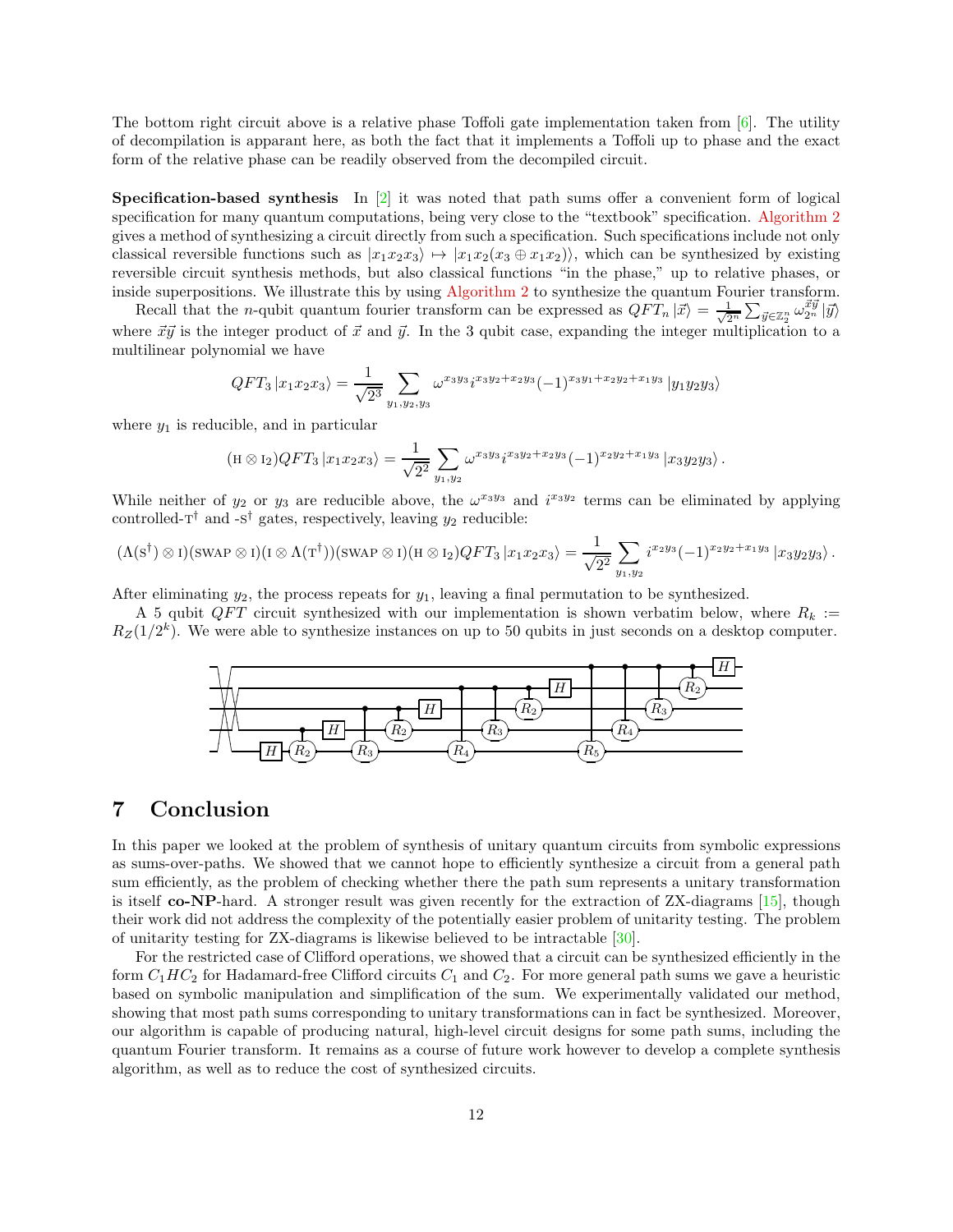The bottom right circuit above is a relative phase Toffoli gate implementation taken from [6]. The utility of decompilation is apparent here, as both the fact that it implements a Toffoli up to phase and the exact form of the relative phase can be readily observed from the decompiled circuit.

**Specification-based synthesis** In [2] it was noted that path sums offer a convenient form of logical specification for many quantum computations, being very close to the "textbook" specification. Algorithm 2 gives a method of synthesizing a circuit directly from such a specification. Such specifications include not only classical reversible functions such as $|x_1x_2x_3\rangle \mapsto |x_1x_2(x_3 \oplus x_1x_2)\rangle$, which can be synthesized by existing reversible circuit synthesis methods, but also classical functions "in the phase," up to relative phases, or inside superpositions. We illustrate this by using Algorithm 2 to synthesize the quantum Fourier transform.

Recall that the $n$-qubit quantum fourier transform can be expressed as $QFT_n|\vec{x}\rangle = \frac{1}{\sqrt{2^n}}\sum_{\vec{y}\in\mathbb{Z}_2^n}\omega_{2^n}^{\vec{x}\vec{y}}|\vec{y}\rangle$ where $\vec{x}\vec{y}$ is the integer product of $\vec{x}$ and $\vec{y}$. In the 3 qubit case, expanding the integer multiplication to a multilinear polynomial we have

$$QFT_3|x_1x_2x_3\rangle = \frac{1}{\sqrt{2^3}}\sum_{y_1,y_2,y_3}\omega^{x_3y_3}i^{x_3y_2+x_2y_3}(-1)^{x_3y_1+x_2y_2+x_1y_3}|y_1y_2y_3\rangle$$

where $y_1$ is reducible, and in particular

$$(\mathrm{H}\otimes \mathrm{I}_2)QFT_3|x_1x_2x_3\rangle = \frac{1}{\sqrt{2^2}}\sum_{y_1,y_2}\omega^{x_3y_3}i^{x_3y_2+x_2y_3}(-1)^{x_2y_2+x_1y_3}|x_3y_2y_3\rangle.$$

While neither of $y_2$ or $y_3$ are reducible above, the $\omega^{x_3y_3}$ and $i^{x_3y_2}$ terms can be eliminated by applying controlled-$\mathrm{T}^\dagger$ and -$\mathrm{S}^\dagger$ gates, respectively, leaving $y_2$ reducible:

$$(\Lambda(\mathrm{S}^\dagger)\otimes \mathrm{I})(\mathrm{SWAP}\otimes \mathrm{I})(\mathrm{I}\otimes\Lambda(\mathrm{T}^\dagger))(\mathrm{SWAP}\otimes \mathrm{I})(\mathrm{H}\otimes \mathrm{I}_2)QFT_3|x_1x_2x_3\rangle = \frac{1}{\sqrt{2^2}}\sum_{y_1,y_2}i^{x_2y_3}(-1)^{x_2y_2+x_1y_3}|x_3y_2y_3\rangle.$$

After eliminating $y_2$, the process repeats for $y_1$, leaving a final permutation to be synthesized.

A 5 qubit $QFT$ circuit synthesized with our implementation is shown verbatim below, where $R_k := R_Z(1/2^k)$. We were able to synthesize instances on up to 50 qubits in just seconds on a desktop computer.

# 7 Conclusion

In this paper we looked at the problem of synthesis of unitary quantum circuits from symbolic expressions as sums-over-paths. We showed that we cannot hope to efficiently synthesize a circuit from a general path sum efficiently, as the problem of checking whether there the path sum represents a unitary transformation is itself **co-NP**-hard. A stronger result was given recently for the extraction of ZX-diagrams [15], though their work did not address the complexity of the potentially easier problem of unitarity testing. The problem of unitarity testing for ZX-diagrams is likewise believed to be intractable [30].

For the restricted case of Clifford operations, we showed that a circuit can be synthesized efficiently in the form $C_1HC_2$ for Hadamard-free Clifford circuits $C_1$ and $C_2$. For more general path sums we gave a heuristic based on symbolic manipulation and simplification of the sum. We experimentally validated our method, showing that most path sums corresponding to unitary transformations can in fact be synthesized. Moreover, our algorithm is capable of producing natural, high-level circuit designs for some path sums, including the quantum Fourier transform. It remains as a course of future work however to develop a complete synthesis algorithm, as well as to reduce the cost of synthesized circuits.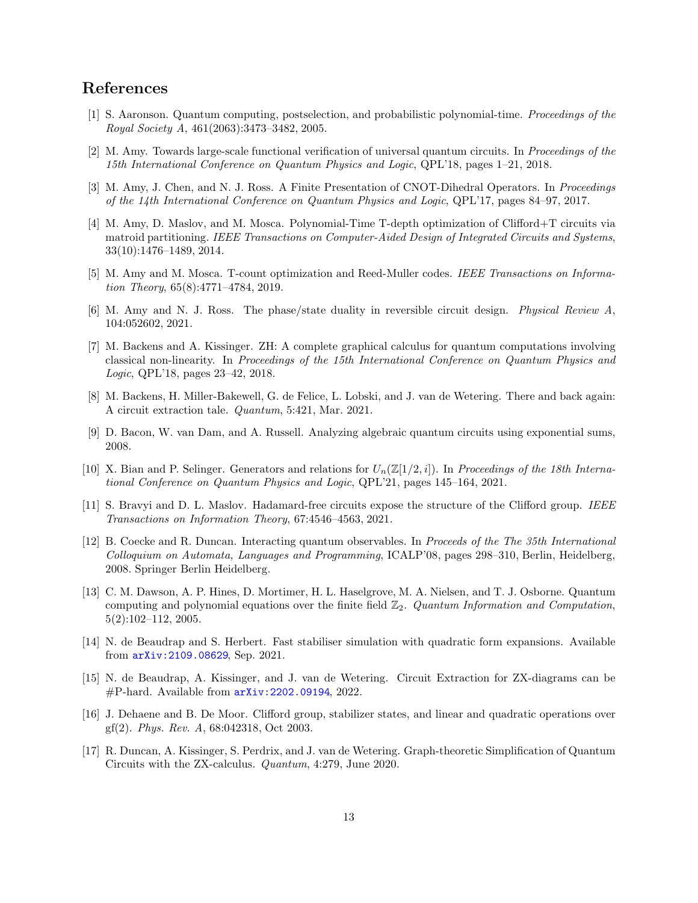## References

[1] S. Aaronson. Quantum computing, postselection, and probabilistic polynomial-time. *Proceedings of the Royal Society A*, 461(2063):3473–3482, 2005.

[2] M. Amy. Towards large-scale functional verification of universal quantum circuits. In *Proceedings of the 15th International Conference on Quantum Physics and Logic*, QPL'18, pages 1–21, 2018.

[3] M. Amy, J. Chen, and N. J. Ross. A Finite Presentation of CNOT-Dihedral Operators. In *Proceedings of the 14th International Conference on Quantum Physics and Logic*, QPL'17, pages 84–97, 2017.

[4] M. Amy, D. Maslov, and M. Mosca. Polynomial-Time T-depth optimization of Clifford+T circuits via matroid partitioning. *IEEE Transactions on Computer-Aided Design of Integrated Circuits and Systems*, 33(10):1476–1489, 2014.

[5] M. Amy and M. Mosca. T-count optimization and Reed-Muller codes. *IEEE Transactions on Information Theory*, 65(8):4771–4784, 2019.

[6] M. Amy and N. J. Ross. The phase/state duality in reversible circuit design. *Physical Review A*, 104:052602, 2021.

[7] M. Backens and A. Kissinger. ZH: A complete graphical calculus for quantum computations involving classical non-linearity. In *Proceedings of the 15th International Conference on Quantum Physics and Logic*, QPL'18, pages 23–42, 2018.

[8] M. Backens, H. Miller-Bakewell, G. de Felice, L. Lobski, and J. van de Wetering. There and back again: A circuit extraction tale. *Quantum*, 5:421, Mar. 2021.

[9] D. Bacon, W. van Dam, and A. Russell. Analyzing algebraic quantum circuits using exponential sums, 2008.

[10] X. Bian and P. Selinger. Generators and relations for $U_n(\mathbb{Z}[1/2, i])$. In *Proceedings of the 18th International Conference on Quantum Physics and Logic*, QPL'21, pages 145–164, 2021.

[11] S. Bravyi and D. L. Maslov. Hadamard-free circuits expose the structure of the Clifford group. *IEEE Transactions on Information Theory*, 67:4546–4563, 2021.

[12] B. Coecke and R. Duncan. Interacting quantum observables. In *Proceeds of the The 35th International Colloquium on Automata, Languages and Programming*, ICALP'08, pages 298–310, Berlin, Heidelberg, 2008. Springer Berlin Heidelberg.

[13] C. M. Dawson, A. P. Hines, D. Mortimer, H. L. Haselgrove, M. A. Nielsen, and T. J. Osborne. Quantum computing and polynomial equations over the finite field $\mathbb{Z}_2$. *Quantum Information and Computation*, 5(2):102–112, 2005.

[14] N. de Beaudrap and S. Herbert. Fast stabiliser simulation with quadratic form expansions. Available from arXiv:2109.08629, Sep. 2021.

[15] N. de Beaudrap, A. Kissinger, and J. van de Wetering. Circuit Extraction for ZX-diagrams can be #P-hard. Available from arXiv:2202.09194, 2022.

[16] J. Dehaene and B. De Moor. Clifford group, stabilizer states, and linear and quadratic operations over gf(2). *Phys. Rev. A*, 68:042318, Oct 2003.

[17] R. Duncan, A. Kissinger, S. Perdrix, and J. van de Wetering. Graph-theoretic Simplification of Quantum Circuits with the ZX-calculus. *Quantum*, 4:279, June 2020.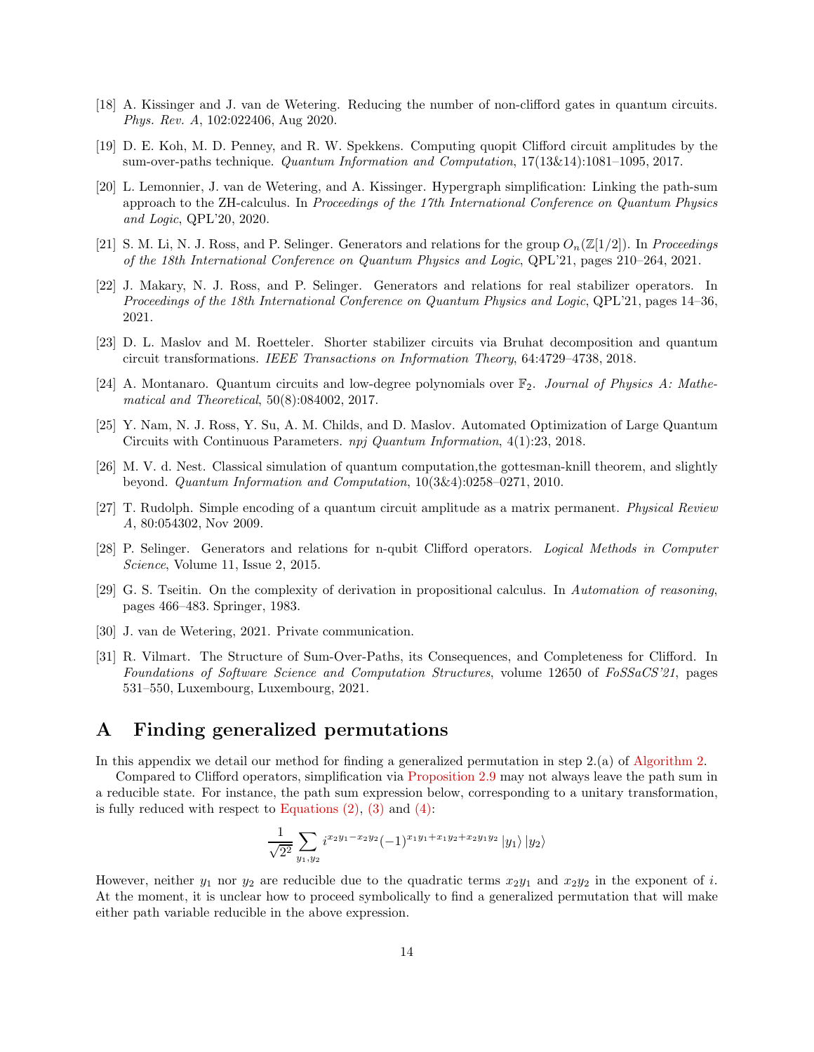[18] A. Kissinger and J. van de Wetering. Reducing the number of non-clifford gates in quantum circuits. *Phys. Rev. A*, 102:022406, Aug 2020.

[19] D. E. Koh, M. D. Penney, and R. W. Spekkens. Computing quopit Clifford circuit amplitudes by the sum-over-paths technique. *Quantum Information and Computation*, 17(13&14):1081–1095, 2017.

[20] L. Lemonnier, J. van de Wetering, and A. Kissinger. Hypergraph simplification: Linking the path-sum approach to the ZH-calculus. In *Proceedings of the 17th International Conference on Quantum Physics and Logic*, QPL'20, 2020.

[21] S. M. Li, N. J. Ross, and P. Selinger. Generators and relations for the group $O_n(\mathbb{Z}[1/2])$. In *Proceedings of the 18th International Conference on Quantum Physics and Logic*, QPL'21, pages 210–264, 2021.

[22] J. Makary, N. J. Ross, and P. Selinger. Generators and relations for real stabilizer operators. In *Proceedings of the 18th International Conference on Quantum Physics and Logic*, QPL'21, pages 14–36, 2021.

[23] D. L. Maslov and M. Roetteler. Shorter stabilizer circuits via Bruhat decomposition and quantum circuit transformations. *IEEE Transactions on Information Theory*, 64:4729–4738, 2018.

[24] A. Montanaro. Quantum circuits and low-degree polynomials over $\mathbb{F}_2$. *Journal of Physics A: Mathematical and Theoretical*, 50(8):084002, 2017.

[25] Y. Nam, N. J. Ross, Y. Su, A. M. Childs, and D. Maslov. Automated Optimization of Large Quantum Circuits with Continuous Parameters. *npj Quantum Information*, 4(1):23, 2018.

[26] M. V. d. Nest. Classical simulation of quantum computation,the gottesman-knill theorem, and slightly beyond. *Quantum Information and Computation*, 10(3&4):0258–0271, 2010.

[27] T. Rudolph. Simple encoding of a quantum circuit amplitude as a matrix permanent. *Physical Review A*, 80:054302, Nov 2009.

[28] P. Selinger. Generators and relations for n-qubit Clifford operators. *Logical Methods in Computer Science*, Volume 11, Issue 2, 2015.

[29] G. S. Tseitin. On the complexity of derivation in propositional calculus. In *Automation of reasoning*, pages 466–483. Springer, 1983.

[30] J. van de Wetering, 2021. Private communication.

[31] R. Vilmart. The Structure of Sum-Over-Paths, its Consequences, and Completeness for Clifford. In *Foundations of Software Science and Computation Structures*, volume 12650 of *FoSSaCS'21*, pages 531–550, Luxembourg, Luxembourg, 2021.

# A Finding generalized permutations

In this appendix we detail our method for finding a generalized permutation in step 2.(a) of Algorithm 2.

Compared to Clifford operators, simplification via Proposition 2.9 may not always leave the path sum in a reducible state. For instance, the path sum expression below, corresponding to a unitary transformation, is fully reduced with respect to Equations (2), (3) and (4):

$$\frac{1}{\sqrt{2^2}} \sum_{y_1, y_2} i^{x_2 y_1 - x_2 y_2} (-1)^{x_1 y_1 + x_1 y_2 + x_2 y_1 y_2} \left|y_1\right\rangle \left|y_2\right\rangle$$

However, neither $y_1$ nor $y_2$ are reducible due to the quadratic terms $x_2 y_1$ and $x_2 y_2$ in the exponent of $i$. At the moment, it is unclear how to proceed symbolically to find a generalized permutation that will make either path variable reducible in the above expression.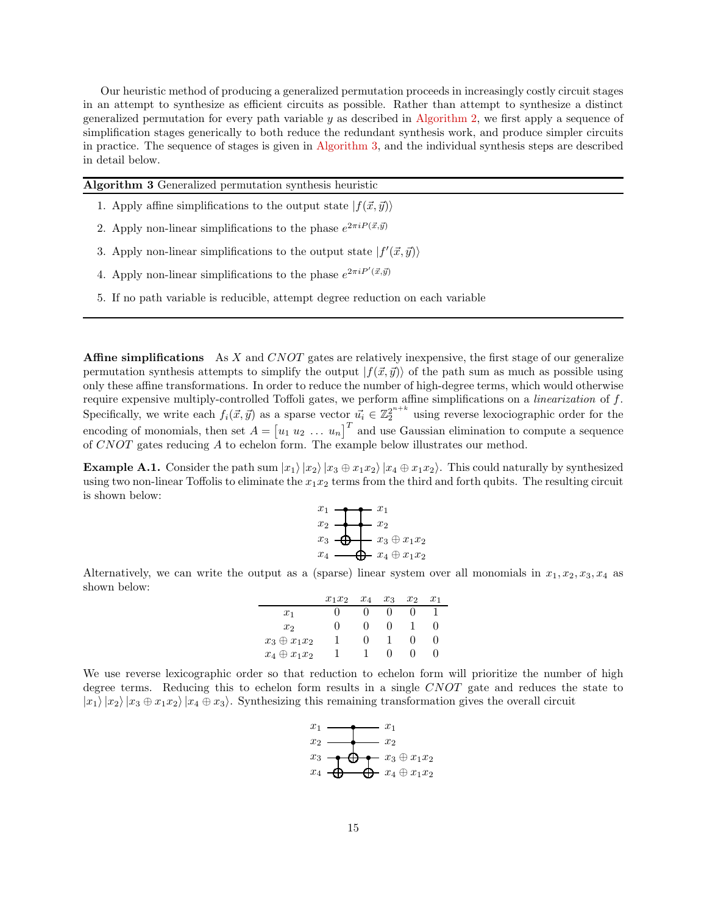Our heuristic method of producing a generalized permutation proceeds in increasingly costly circuit stages in an attempt to synthesize as efficient circuits as possible. Rather than attempt to synthesize a distinct generalized permutation for every path variable $y$ as described in Algorithm 2, we first apply a sequence of simplification stages generically to both reduce the redundant synthesis work, and produce simpler circuits in practice. The sequence of stages is given in Algorithm 3, and the individual synthesis steps are described in detail below.

**Algorithm 3** Generalized permutation synthesis heuristic

1. Apply affine simplifications to the output state $|f(\vec{x}, \vec{y})\rangle$
2. Apply non-linear simplifications to the phase $e^{2\pi i P(\vec{x},\vec{y})}$
3. Apply non-linear simplifications to the output state $|f'(\vec{x}, \vec{y})\rangle$
4. Apply non-linear simplifications to the phase $e^{2\pi i P'(\vec{x},\vec{y})}$
5. If no path variable is reducible, attempt degree reduction on each variable

**Affine simplifications** As $X$ and $CNOT$ gates are relatively inexpensive, the first stage of our generalize permutation synthesis attempts to simplify the output $|f(\vec{x}, \vec{y})\rangle$ of the path sum as much as possible using only these affine transformations. In order to reduce the number of high-degree terms, which would otherwise require expensive multiply-controlled Toffoli gates, we perform affine simplifications on a *linearization* of $f$. Specifically, we write each $f_i(\vec{x}, \vec{y})$ as a sparse vector $\vec{u_i} \in \mathbb{Z}_2^{2^{n+k}}$ using reverse lexiocographic order for the encoding of monomials, then set $A = \begin{bmatrix} u_1 \ u_2 \ \ldots \ u_n \end{bmatrix}^T$ and use Gaussian elimination to compute a sequence of $CNOT$ gates reducing $A$ to echelon form. The example below illustrates our method.

**Example A.1.** Consider the path sum $|x_1\rangle |x_2\rangle |x_3 \oplus x_1x_2\rangle |x_4 \oplus x_1x_2\rangle$. This could naturally by synthesized using two non-linear Toffolis to eliminate the $x_1x_2$ terms from the third and forth qubits. The resulting circuit is shown below:

$$
\begin{array}{lcl}
x_1 & \text{—●——●—} & x_1 \\
x_2 & \text{—●——●—} & x_2 \\
x_3 & \text{—⊕——│—} & x_3 \oplus x_1x_2 \\
x_4 & \text{———— ⊕—} & x_4 \oplus x_1x_2
\end{array}
$$

Alternatively, we can write the output as a (sparse) linear system over all monomials in $x_1, x_2, x_3, x_4$ as shown below:

| | $x_1x_2$ | $x_4$ | $x_3$ | $x_2$ | $x_1$ |
|---|---|---|---|---|---|
| $x_1$ | 0 | 0 | 0 | 0 | 1 |
| $x_2$ | 0 | 0 | 0 | 1 | 0 |
| $x_3 \oplus x_1x_2$ | 1 | 0 | 1 | 0 | 0 |
| $x_4 \oplus x_1x_2$ | 1 | 1 | 0 | 0 | 0 |

We use reverse lexicographic order so that reduction to echelon form will prioritize the number of high degree terms. Reducing this to echelon form results in a single $CNOT$ gate and reduces the state to $|x_1\rangle |x_2\rangle |x_3 \oplus x_1x_2\rangle |x_4 \oplus x_3\rangle$. Synthesizing this remaining transformation gives the overall circuit

$$
\begin{array}{lcl}
x_1 & \text{———●———} & x_1 \\
x_2 & \text{———●———} & x_2 \\
x_3 & \text{—●—⊕—●—} & x_3 \oplus x_1x_2 \\
x_4 & \text{—⊕————⊕—} & x_4 \oplus x_1x_2
\end{array}
$$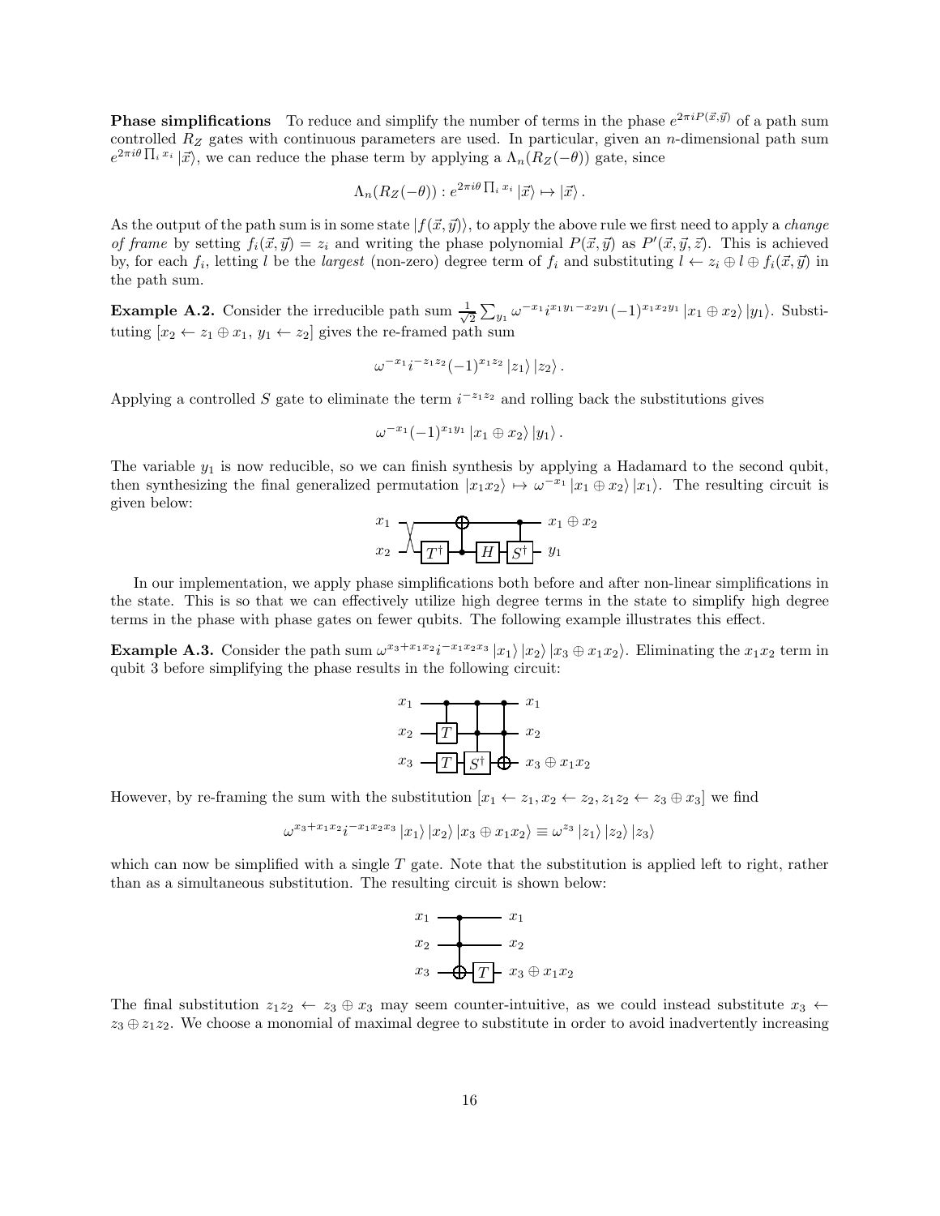**Phase simplifications** To reduce and simplify the number of terms in the phase $e^{2\pi i P(\vec{x},\vec{y})}$ of a path sum controlled $R_Z$ gates with continuous parameters are used. In particular, given an $n$-dimensional path sum $e^{2\pi i\theta \prod_i x_i} |\vec{x}\rangle$, we can reduce the phase term by applying a $\Lambda_n(R_Z(-\theta))$ gate, since

$$\Lambda_n(R_Z(-\theta)) : e^{2\pi i\theta \prod_i x_i} |\vec{x}\rangle \mapsto |\vec{x}\rangle .$$

As the output of the path sum is in some state $|f(\vec{x},\vec{y})\rangle$, to apply the above rule we first need to apply a *change of frame* by setting $f_i(\vec{x},\vec{y}) = z_i$ and writing the phase polynomial $P(\vec{x},\vec{y})$ as $P'(\vec{x},\vec{y},\vec{z})$. This is achieved by, for each $f_i$, letting $l$ be the *largest* (non-zero) degree term of $f_i$ and substituting $l \leftarrow z_i \oplus l \oplus f_i(\vec{x},\vec{y})$ in the path sum.

**Example A.2.** Consider the irreducible path sum $\frac{1}{\sqrt{2}}\sum_{y_1} \omega^{-x_1} i^{x_1y_1 - x_2y_1}(-1)^{x_1x_2y_1} |x_1 \oplus x_2\rangle |y_1\rangle$. Substituting $[x_2 \leftarrow z_1 \oplus x_1,\ y_1 \leftarrow z_2]$ gives the re-framed path sum

$$\omega^{-x_1} i^{-z_1z_2}(-1)^{x_1z_2} |z_1\rangle |z_2\rangle .$$

Applying a controlled $S$ gate to eliminate the term $i^{-z_1z_2}$ and rolling back the substitutions gives

$$\omega^{-x_1}(-1)^{x_1y_1} |x_1 \oplus x_2\rangle |y_1\rangle .$$

The variable $y_1$ is now reducible, so we can finish synthesis by applying a Hadamard to the second qubit, then synthesizing the final generalized permutation $|x_1x_2\rangle \mapsto \omega^{-x_1} |x_1 \oplus x_2\rangle |x_1\rangle$. The resulting circuit is given below:

In our implementation, we apply phase simplifications both before and after non-linear simplifications in the state. This is so that we can effectively utilize high degree terms in the state to simplify high degree terms in the phase with phase gates on fewer qubits. The following example illustrates this effect.

**Example A.3.** Consider the path sum $\omega^{x_3 + x_1x_2} i^{-x_1x_2x_3} |x_1\rangle |x_2\rangle |x_3 \oplus x_1x_2\rangle$. Eliminating the $x_1x_2$ term in qubit 3 before simplifying the phase results in the following circuit:

However, by re-framing the sum with the substitution $[x_1 \leftarrow z_1, x_2 \leftarrow z_2, z_1z_2 \leftarrow z_3 \oplus x_3]$ we find

$$\omega^{x_3 + x_1x_2} i^{-x_1x_2x_3} |x_1\rangle |x_2\rangle |x_3 \oplus x_1x_2\rangle \equiv \omega^{z_3} |z_1\rangle |z_2\rangle |z_3\rangle$$

which can now be simplified with a single $T$ gate. Note that the substitution is applied left to right, rather than as a simultaneous substitution. The resulting circuit is shown below:

The final substitution $z_1z_2 \leftarrow z_3 \oplus x_3$ may seem counter-intuitive, as we could instead substitute $x_3 \leftarrow z_3 \oplus z_1z_2$. We choose a monomial of maximal degree to substitute in order to avoid inadvertently increasing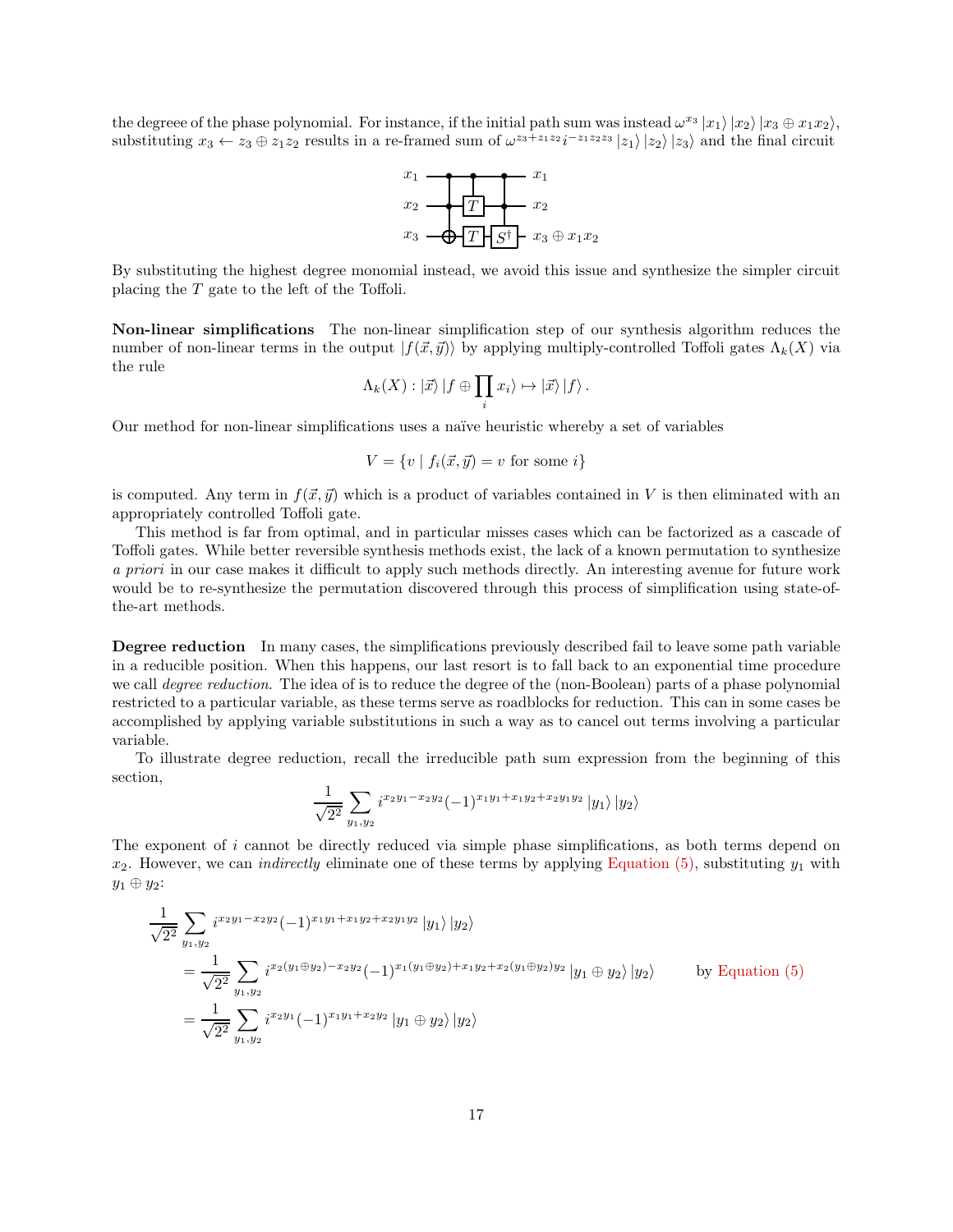the degreee of the phase polynomial. For instance, if the initial path sum was instead $\omega^{x_3} |x_1\rangle |x_2\rangle |x_3 \oplus x_1x_2\rangle$, substituting $x_3 \leftarrow z_3 \oplus z_1z_2$ results in a re-framed sum of $\omega^{z_3+z_1z_2} i^{-z_1z_2z_3} |z_1\rangle |z_2\rangle |z_3\rangle$ and the final circuit

By substituting the highest degree monomial instead, we avoid this issue and synthesize the simpler circuit placing the $T$ gate to the left of the Toffoli.

**Non-linear simplifications** The non-linear simplification step of our synthesis algorithm reduces the number of non-linear terms in the output $|f(\vec{x}, \vec{y})\rangle$ by applying multiply-controlled Toffoli gates $\Lambda_k(X)$ via the rule

$$\Lambda_k(X) : |\vec{x}\rangle |f \oplus \prod_i x_i\rangle \mapsto |\vec{x}\rangle |f\rangle .$$

Our method for non-linear simplifications uses a naïve heuristic whereby a set of variables

$$V = \{v \mid f_i(\vec{x}, \vec{y}) = v \text{ for some } i\}$$

is computed. Any term in $f(\vec{x}, \vec{y})$ which is a product of variables contained in $V$ is then eliminated with an appropriately controlled Toffoli gate.

This method is far from optimal, and in particular misses cases which can be factorized as a cascade of Toffoli gates. While better reversible synthesis methods exist, the lack of a known permutation to synthesize *a priori* in our case makes it difficult to apply such methods directly. An interesting avenue for future work would be to re-synthesize the permutation discovered through this process of simplification using state-of-the-art methods.

**Degree reduction** In many cases, the simplifications previously described fail to leave some path variable in a reducible position. When this happens, our last resort is to fall back to an exponential time procedure we call *degree reduction*. The idea of is to reduce the degree of the (non-Boolean) parts of a phase polynomial restricted to a particular variable, as these terms serve as roadblocks for reduction. This can in some cases be accomplished by applying variable substitutions in such a way as to cancel out terms involving a particular variable.

To illustrate degree reduction, recall the irreducible path sum expression from the beginning of this section,

$$\frac{1}{\sqrt{2^2}} \sum_{y_1, y_2} i^{x_2y_1 - x_2y_2} (-1)^{x_1y_1 + x_1y_2 + x_2y_1y_2} |y_1\rangle |y_2\rangle$$

The exponent of $i$ cannot be directly reduced via simple phase simplifications, as both terms depend on $x_2$. However, we can *indirectly* eliminate one of these terms by applying Equation (5), substituting $y_1$ with $y_1 \oplus y_2$:

$$\begin{aligned}
&\frac{1}{\sqrt{2^2}} \sum_{y_1, y_2} i^{x_2y_1 - x_2y_2} (-1)^{x_1y_1 + x_1y_2 + x_2y_1y_2} |y_1\rangle |y_2\rangle \\
&\quad = \frac{1}{\sqrt{2^2}} \sum_{y_1, y_2} i^{x_2(y_1 \oplus y_2) - x_2y_2} (-1)^{x_1(y_1 \oplus y_2) + x_1y_2 + x_2(y_1 \oplus y_2)y_2} |y_1 \oplus y_2\rangle |y_2\rangle \qquad \text{by Equation (5)} \\
&\quad = \frac{1}{\sqrt{2^2}} \sum_{y_1, y_2} i^{x_2y_1} (-1)^{x_1y_1 + x_2y_2} |y_1 \oplus y_2\rangle |y_2\rangle
\end{aligned}$$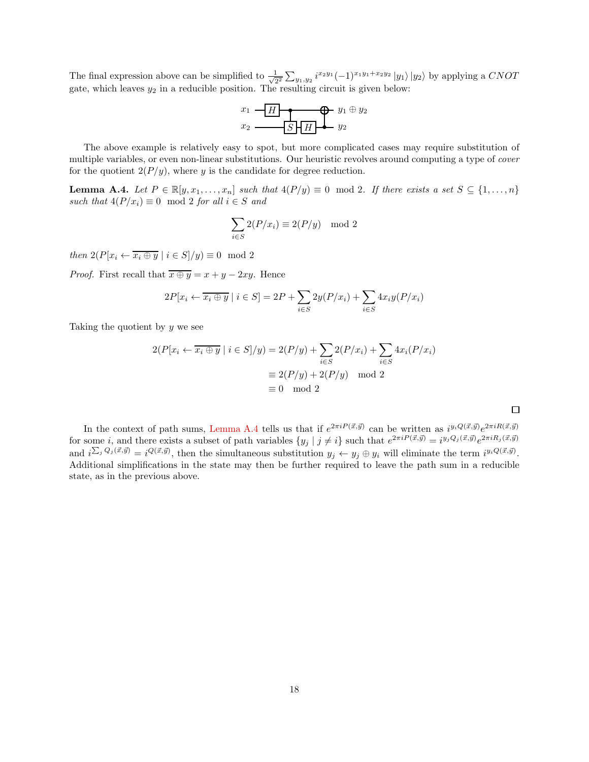The final expression above can be simplified to $\frac{1}{\sqrt{2^2}}\sum_{y_1,y_2} i^{x_2y_1}(-1)^{x_1y_1+x_2y_2}|y_1\rangle|y_2\rangle$ by applying a $CNOT$ gate, which leaves $y_2$ in a reducible position. The resulting circuit is given below:

$x_1$ —[H]—●——————⊕— $y_1 \oplus y_2$
$x_2$ ————[S]—[H]—●— $y_2$

The above example is relatively easy to spot, but more complicated cases may require substitution of multiple variables, or even non-linear substitutions. Our heuristic revolves around computing a type of *cover* for the quotient $2(P/y)$, where $y$ is the candidate for degree reduction.

**Lemma A.4.** *Let $P \in \mathbb{R}[y, x_1, \ldots, x_n]$ such that $4(P/y) \equiv 0 \mod 2$. If there exists a set $S \subseteq \{1, \ldots, n\}$ such that $4(P/x_i) \equiv 0 \mod 2$ for all $i \in S$ and*

$$\sum_{i\in S} 2(P/x_i) \equiv 2(P/y) \mod 2$$

*then $2(P[x_i \leftarrow \overline{x_i \oplus y} \mid i \in S]/y) \equiv 0 \mod 2$*

*Proof.* First recall that $\overline{x \oplus y} = x + y - 2xy$. Hence

$$2P[x_i \leftarrow \overline{x_i \oplus y} \mid i \in S] = 2P + \sum_{i\in S} 2y(P/x_i) + \sum_{i\in S} 4x_iy(P/x_i)$$

Taking the quotient by $y$ we see

$$\begin{aligned} 2(P[x_i \leftarrow \overline{x_i \oplus y} \mid i \in S]/y) &= 2(P/y) + \sum_{i\in S} 2(P/x_i) + \sum_{i\in S} 4x_i(P/x_i) \\ &\equiv 2(P/y) + 2(P/y) \mod 2 \\ &\equiv 0 \mod 2 \end{aligned}$$

□

In the context of path sums, Lemma A.4 tells us that if $e^{2\pi i P(\vec{x},\vec{y})}$ can be written as $i^{y_iQ(\vec{x},\vec{y})}e^{2\pi i R(\vec{x},\vec{y})}$ for some $i$, and there exists a subset of path variables $\{y_j \mid j \neq i\}$ such that $e^{2\pi i P(\vec{x},\vec{y})} = i^{y_jQ_j(\vec{x},\vec{y})}e^{2\pi i R_j(\vec{x},\vec{y})}$ and $i^{\sum_j Q_j(\vec{x},\vec{y})} = i^{Q(\vec{x},\vec{y})}$, then the simultaneous substitution $y_j \leftarrow y_j \oplus y_i$ will eliminate the term $i^{y_iQ(\vec{x},\vec{y})}$. Additional simplifications in the state may then be further required to leave the path sum in a reducible state, as in the previous above.